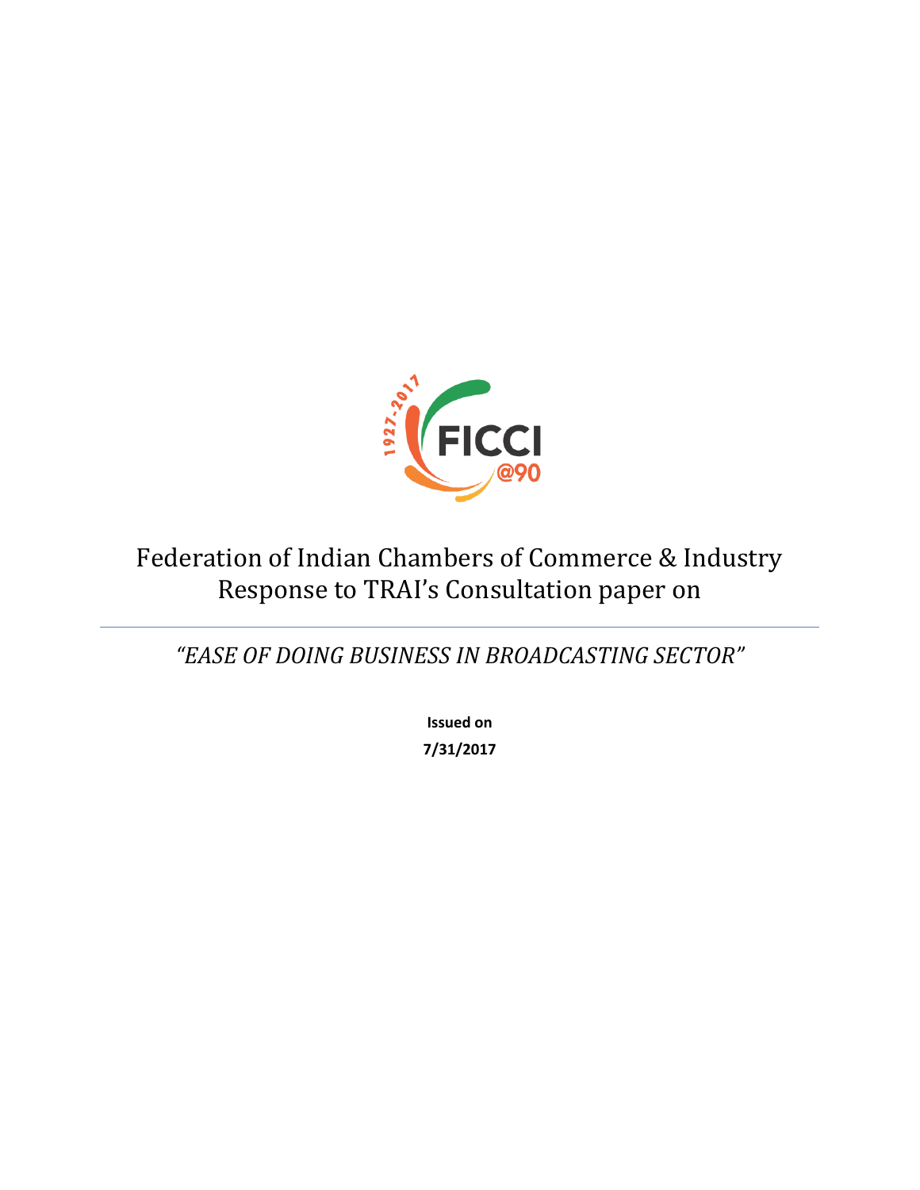# Federation of Indian Chambers of Commerce & Industry Response to TRAI's Consultation paper on

---

*"EASE OF DOING BUSINESS IN BROADCASTING SECTOR"*

**Issued on**

**7/31/2017**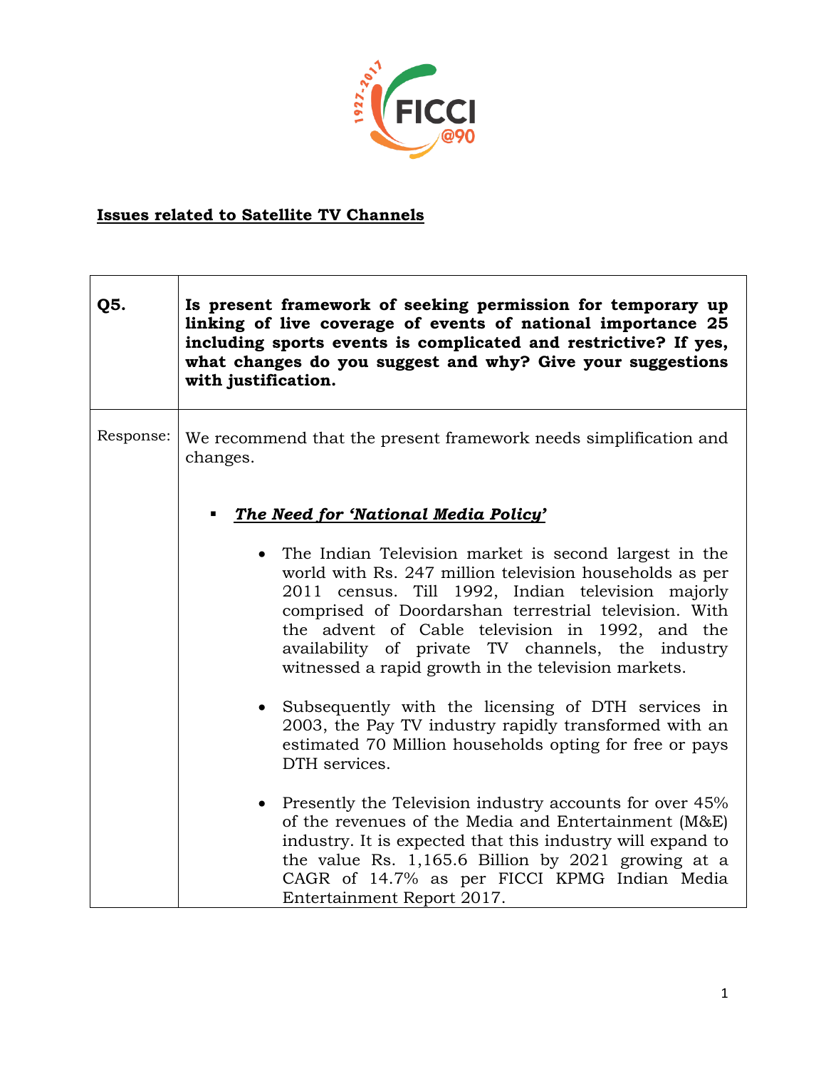## Issues related to Satellite TV Channels

| Q5. | Is present framework of seeking permission for temporary up linking of live coverage of events of national importance 25 including sports events is complicated and restrictive? If yes, what changes do you suggest and why? Give your suggestions with justification. |
|---|---|
| Response: | We recommend that the present framework needs simplification and changes.<br><br>▪ ***The Need for 'National Media Policy'***<br><br>• The Indian Television market is second largest in the world with Rs. 247 million television households as per 2011 census. Till 1992, Indian television majorly comprised of Doordarshan terrestrial television. With the advent of Cable television in 1992, and the availability of private TV channels, the industry witnessed a rapid growth in the television markets.<br><br>• Subsequently with the licensing of DTH services in 2003, the Pay TV industry rapidly transformed with an estimated 70 Million households opting for free or pays DTH services.<br><br>• Presently the Television industry accounts for over 45% of the revenues of the Media and Entertainment (M&E) industry. It is expected that this industry will expand to the value Rs. 1,165.6 Billion by 2021 growing at a CAGR of 14.7% as per FICCI KPMG Indian Media Entertainment Report 2017. |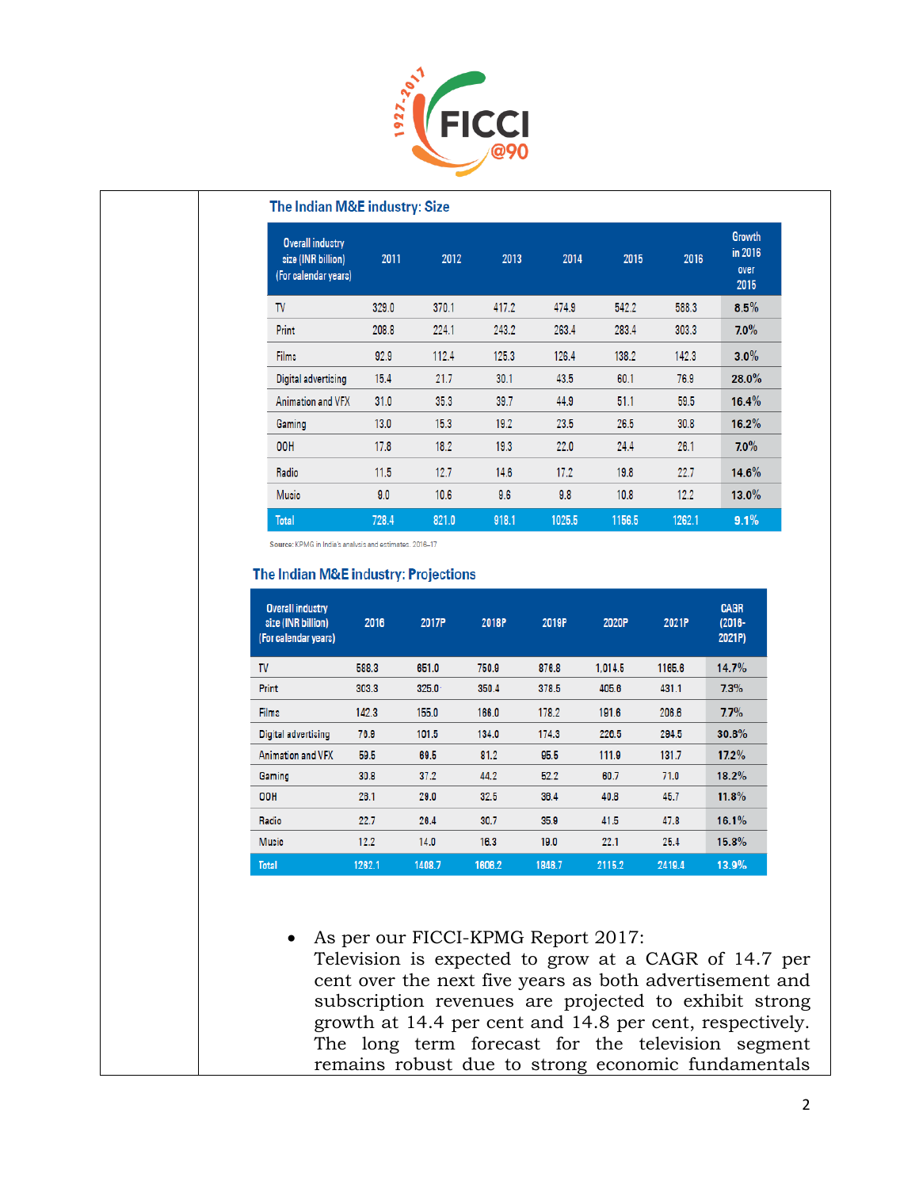### The Indian M&E industry: Size

| Overall industry size (INR billion) (For calendar years) | 2011 | 2012 | 2013 | 2014 | 2015 | 2016 | Growth in 2016 over 2015 |
|---|---|---|---|---|---|---|---|
| TV | 329.0 | 370.1 | 417.2 | 474.9 | 542.2 | 588.3 | 8.5% |
| Print | 208.8 | 224.1 | 243.2 | 263.4 | 283.4 | 303.3 | 7.0% |
| Films | 92.9 | 112.4 | 125.3 | 126.4 | 138.2 | 142.3 | 3.0% |
| Digital advertising | 15.4 | 21.7 | 30.1 | 43.5 | 60.1 | 76.9 | 28.0% |
| Animation and VFX | 31.0 | 35.3 | 39.7 | 44.9 | 51.1 | 59.5 | 16.4% |
| Gaming | 13.0 | 15.3 | 19.2 | 23.5 | 26.5 | 30.8 | 16.2% |
| OOH | 17.8 | 18.2 | 19.3 | 22.0 | 24.4 | 26.1 | 7.0% |
| Radio | 11.5 | 12.7 | 14.6 | 17.2 | 19.8 | 22.7 | 14.6% |
| Music | 9.0 | 10.6 | 9.6 | 9.8 | 10.8 | 12.2 | 13.0% |
| Total | 728.4 | 821.0 | 918.1 | 1025.5 | 1156.5 | 1262.1 | 9.1% |

Source: KPMG in India's analysis and estimates, 2016–17

### The Indian M&E industry: Projections

| Overall industry size (INR billion) (For calendar years) | 2016 | 2017P | 2018P | 2019P | 2020P | 2021P | CAGR (2016-2021P) |
|---|---|---|---|---|---|---|---|
| TV | 588.3 | 651.0 | 750.9 | 876.8 | 1,014.5 | 1165.6 | 14.7% |
| Print | 303.3 | 325.0 | 350.4 | 378.5 | 405.6 | 431.1 | 7.3% |
| Films | 142.3 | 155.0 | 166.0 | 178.2 | 191.6 | 206.6 | 7.7% |
| Digital advertising | 76.9 | 101.5 | 134.0 | 174.3 | 226.5 | 294.5 | 30.8% |
| Animation and VFX | 59.5 | 69.5 | 81.2 | 95.5 | 111.9 | 131.7 | 17.2% |
| Gaming | 30.8 | 37.2 | 44.2 | 52.2 | 60.7 | 71.0 | 18.2% |
| OOH | 26.1 | 29.0 | 32.5 | 36.4 | 40.8 | 45.7 | 11.8% |
| Radio | 22.7 | 26.4 | 30.7 | 35.9 | 41.5 | 47.8 | 16.1% |
| Music | 12.2 | 14.0 | 16.3 | 19.0 | 22.1 | 25.4 | 15.8% |
| Total | 1262.1 | 1408.7 | 1606.2 | 1848.7 | 2115.2 | 2419.4 | 13.9% |

- As per our FICCI-KPMG Report 2017:
  Television is expected to grow at a CAGR of 14.7 per cent over the next five years as both advertisement and subscription revenues are projected to exhibit strong growth at 14.4 per cent and 14.8 per cent, respectively. The long term forecast for the television segment remains robust due to strong economic fundamentals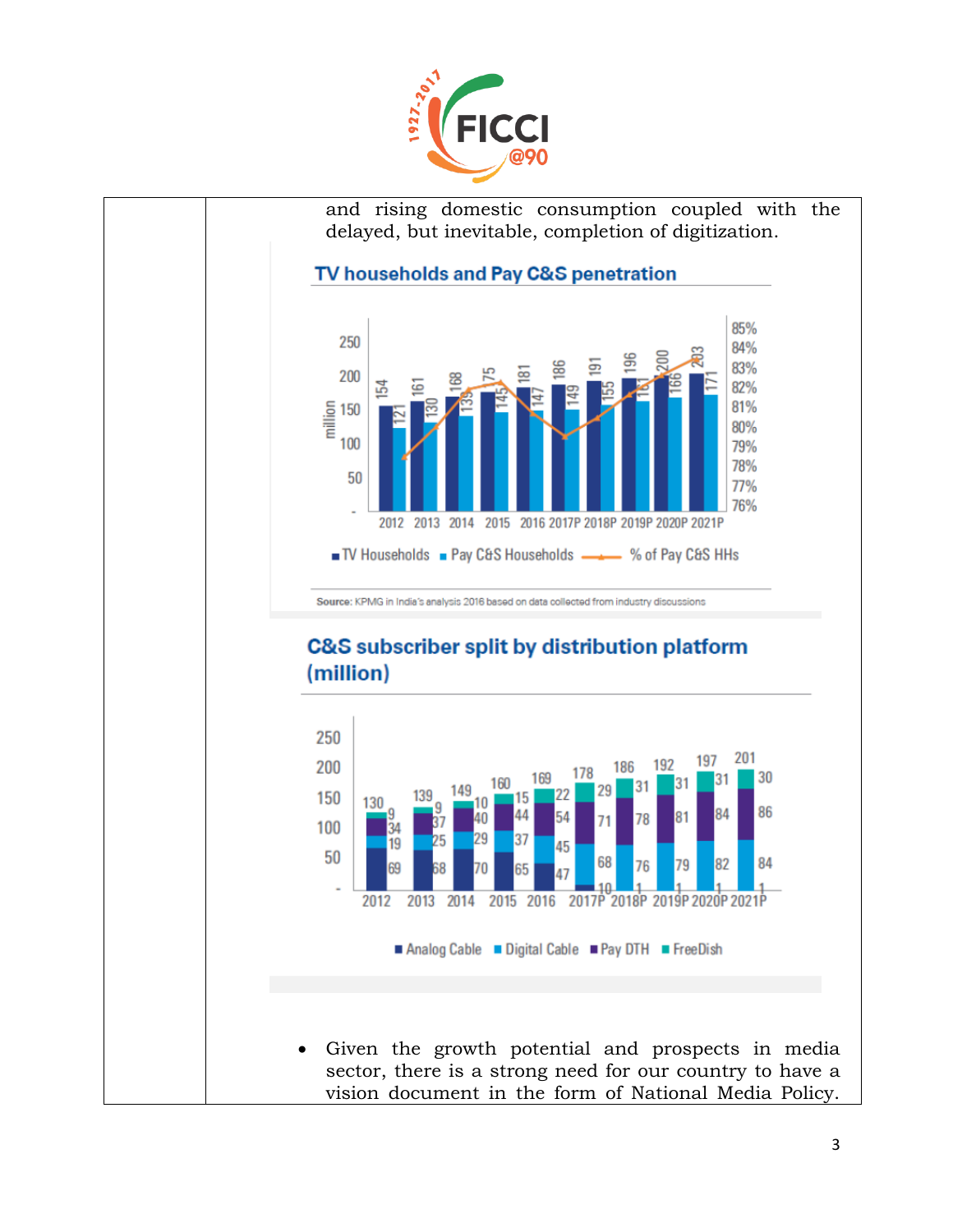and rising domestic consumption coupled with the delayed, but inevitable, completion of digitization.

**TV households and Pay C&S penetration**

| Year | TV Households (million) | Pay C&S Households (million) |
|---|---|---|
| 2012 | 154 | 121 |
| 2013 | 161 | 130 |
| 2014 | 168 | 139 |
| 2015 | 175 | 145 |
| 2016 | 181 | 147 |
| 2017P | 186 | 149 |
| 2018P | 191 | 155 |
| 2019P | 196 | 161 |
| 2020P | 200 | 166 |
| 2021P | 203 | 171 |

■ TV Households ■ Pay C&S Households —— % of Pay C&S HHs

Source: KPMG in India's analysis 2016 based on data collected from industry discussions

**C&S subscriber split by distribution platform (million)**

| Year | Total | Analog Cable | Digital Cable | Pay DTH | FreeDish |
|---|---|---|---|---|---|
| 2012 | 130 | 69 | 19 | 34 | 9 |
| 2013 | 139 | 68 | 25 | 37 | 9 |
| 2014 | 149 | 70 | 29 | 40 | 10 |
| 2015 | 160 | 65 | 37 | 44 | 15 |
| 2016 | 169 | 47 | 45 | 54 | 22 |
| 2017P | 178 | 10 | 68 | 71 | 29 |
| 2018P | 186 | 1 | 76 | 78 | 31 |
| 2019P | 192 | 1 | 79 | 81 | 31 |
| 2020P | 197 | 1 | 82 | 84 | 31 |
| 2021P | 201 | 1 | 84 | 86 | 30 |

■ Analog Cable ■ Digital Cable ■ Pay DTH ■ FreeDish

- Given the growth potential and prospects in media sector, there is a strong need for our country to have a vision document in the form of National Media Policy.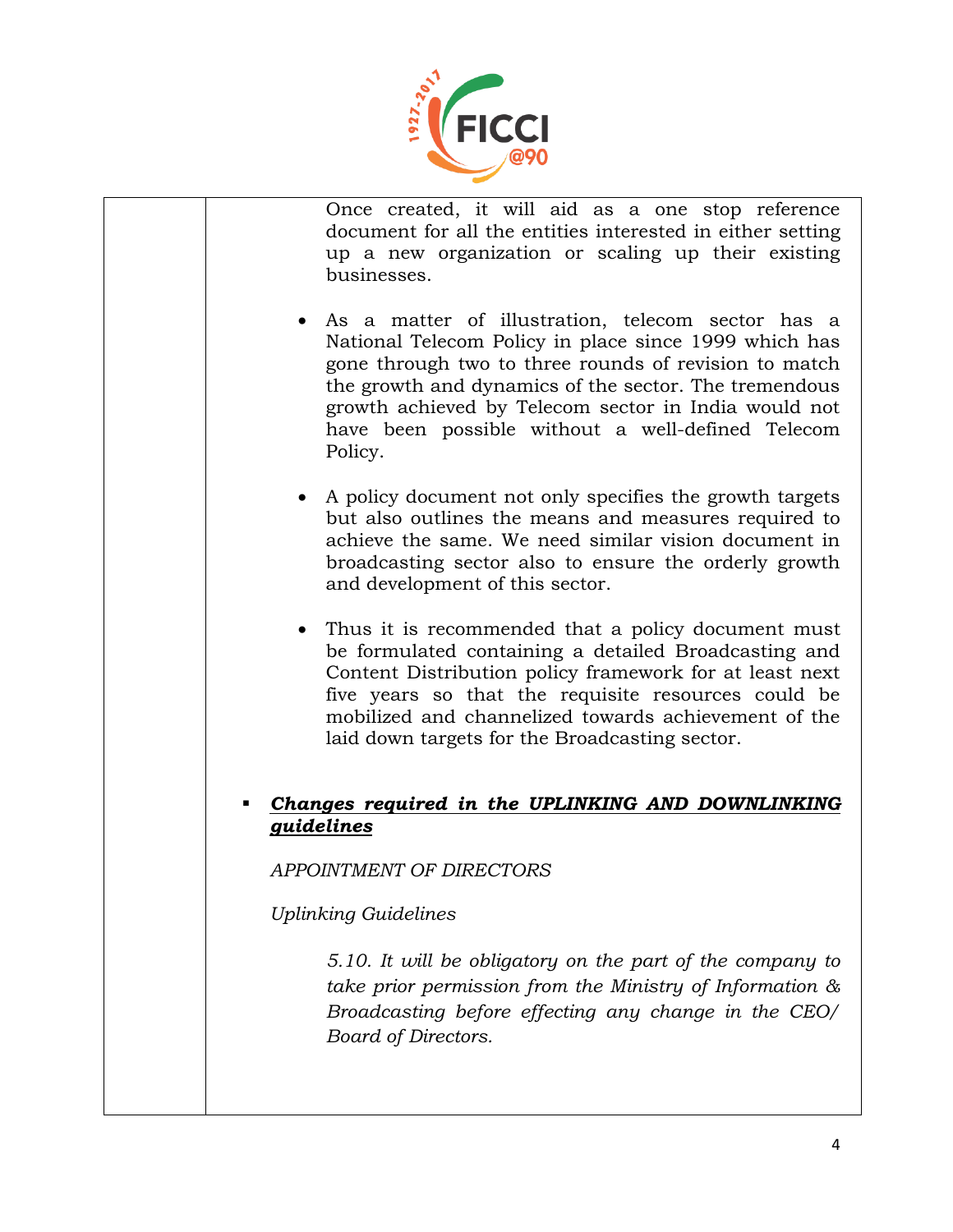| | Once created, it will aid as a one stop reference document for all the entities interested in either setting up a new organization or scaling up their existing businesses.<br><br>• As a matter of illustration, telecom sector has a National Telecom Policy in place since 1999 which has gone through two to three rounds of revision to match the growth and dynamics of the sector. The tremendous growth achieved by Telecom sector in India would not have been possible without a well-defined Telecom Policy.<br><br>• A policy document not only specifies the growth targets but also outlines the means and measures required to achieve the same. We need similar vision document in broadcasting sector also to ensure the orderly growth and development of this sector.<br><br>• Thus it is recommended that a policy document must be formulated containing a detailed Broadcasting and Content Distribution policy framework for at least next five years so that the requisite resources could be mobilized and channelized towards achievement of the laid down targets for the Broadcasting sector.<br><br>▪ ***Changes required in the UPLINKING AND DOWNLINKING guidelines***<br><br>*APPOINTMENT OF DIRECTORS*<br><br>*Uplinking Guidelines*<br><br>*5.10. It will be obligatory on the part of the company to take prior permission from the Ministry of Information & Broadcasting before effecting any change in the CEO/ Board of Directors.* |
|---|---|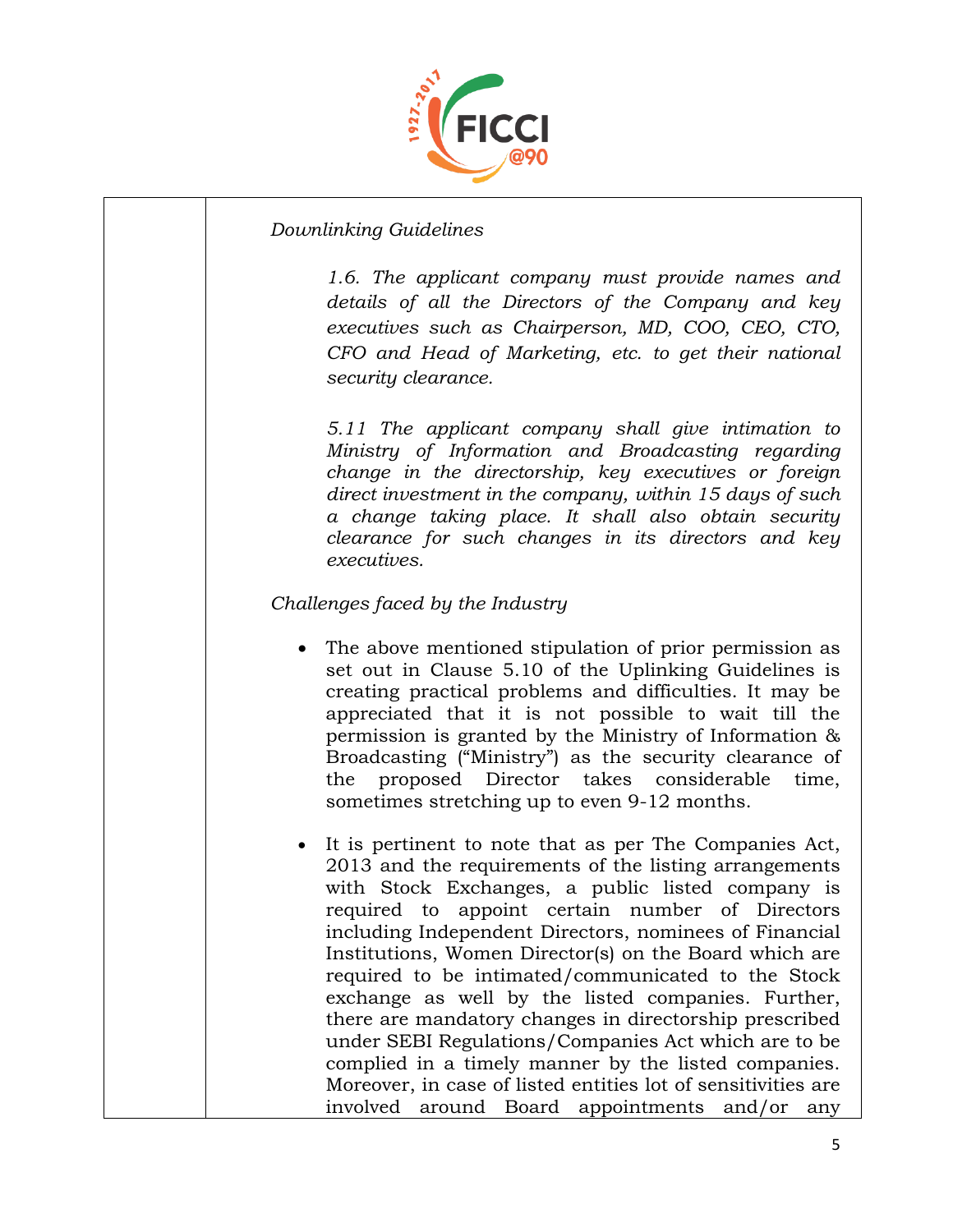*Downlinking Guidelines*

> *1.6. The applicant company must provide names and details of all the Directors of the Company and key executives such as Chairperson, MD, COO, CEO, CTO, CFO and Head of Marketing, etc. to get their national security clearance.*
>
> *5.11 The applicant company shall give intimation to Ministry of Information and Broadcasting regarding change in the directorship, key executives or foreign direct investment in the company, within 15 days of such a change taking place. It shall also obtain security clearance for such changes in its directors and key executives.*

*Challenges faced by the Industry*

- The above mentioned stipulation of prior permission as set out in Clause 5.10 of the Uplinking Guidelines is creating practical problems and difficulties. It may be appreciated that it is not possible to wait till the permission is granted by the Ministry of Information & Broadcasting ("Ministry") as the security clearance of the proposed Director takes considerable time, sometimes stretching up to even 9-12 months.

- It is pertinent to note that as per The Companies Act, 2013 and the requirements of the listing arrangements with Stock Exchanges, a public listed company is required to appoint certain number of Directors including Independent Directors, nominees of Financial Institutions, Women Director(s) on the Board which are required to be intimated/communicated to the Stock exchange as well by the listed companies. Further, there are mandatory changes in directorship prescribed under SEBI Regulations/Companies Act which are to be complied in a timely manner by the listed companies. Moreover, in case of listed entities lot of sensitivities are involved around Board appointments and/or any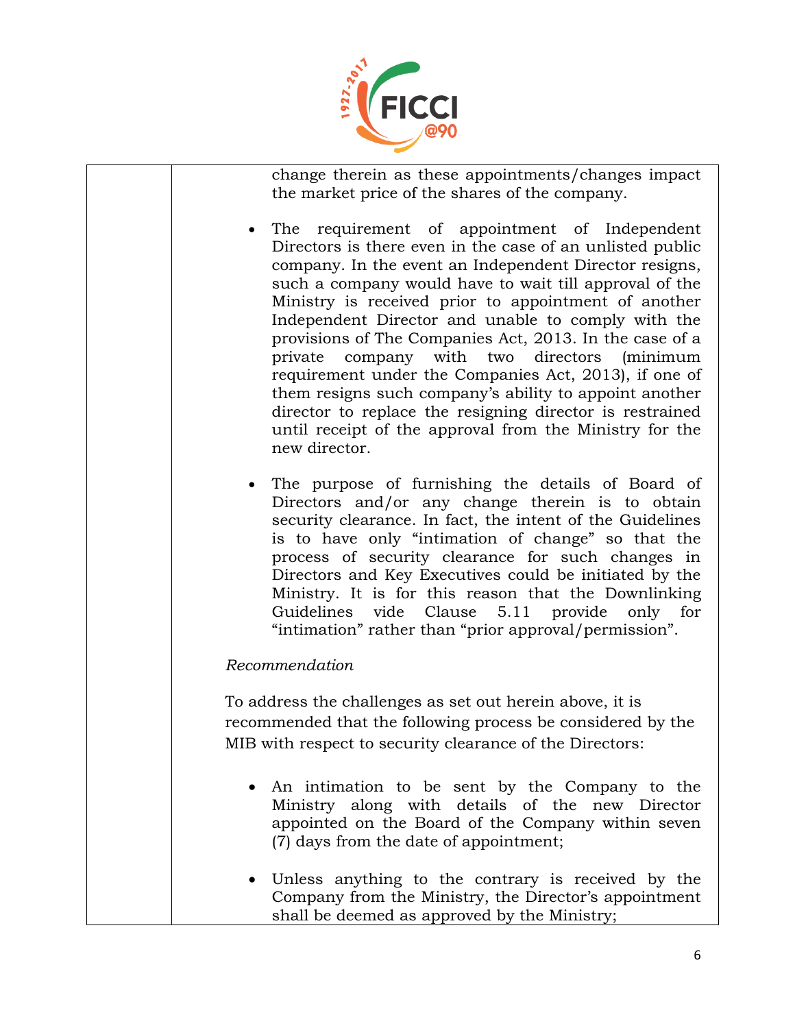| | change therein as these appointments/changes impact the market price of the shares of the company.<br><br>• The requirement of appointment of Independent Directors is there even in the case of an unlisted public company. In the event an Independent Director resigns, such a company would have to wait till approval of the Ministry is received prior to appointment of another Independent Director and unable to comply with the provisions of The Companies Act, 2013. In the case of a private company with two directors (minimum requirement under the Companies Act, 2013), if one of them resigns such company's ability to appoint another director to replace the resigning director is restrained until receipt of the approval from the Ministry for the new director.<br><br>• The purpose of furnishing the details of Board of Directors and/or any change therein is to obtain security clearance. In fact, the intent of the Guidelines is to have only "intimation of change" so that the process of security clearance for such changes in Directors and Key Executives could be initiated by the Ministry. It is for this reason that the Downlinking Guidelines vide Clause 5.11 provide only for "intimation" rather than "prior approval/permission".<br><br>*Recommendation*<br><br>To address the challenges as set out herein above, it is recommended that the following process be considered by the MIB with respect to security clearance of the Directors:<br><br>• An intimation to be sent by the Company to the Ministry along with details of the new Director appointed on the Board of the Company within seven (7) days from the date of appointment;<br><br>• Unless anything to the contrary is received by the Company from the Ministry, the Director's appointment shall be deemed as approved by the Ministry; |
|---|---|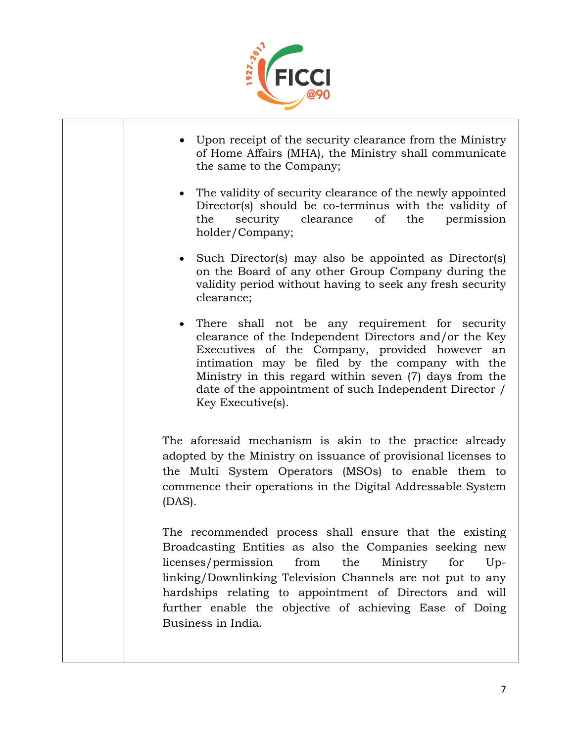|  |  |
|---|---|
|  | • Upon receipt of the security clearance from the Ministry of Home Affairs (MHA), the Ministry shall communicate the same to the Company;<br><br>• The validity of security clearance of the newly appointed Director(s) should be co-terminus with the validity of the security clearance of the permission holder/Company;<br><br>• Such Director(s) may also be appointed as Director(s) on the Board of any other Group Company during the validity period without having to seek any fresh security clearance;<br><br>• There shall not be any requirement for security clearance of the Independent Directors and/or the Key Executives of the Company, provided however an intimation may be filed by the company with the Ministry in this regard within seven (7) days from the date of the appointment of such Independent Director / Key Executive(s).<br><br>The aforesaid mechanism is akin to the practice already adopted by the Ministry on issuance of provisional licenses to the Multi System Operators (MSOs) to enable them to commence their operations in the Digital Addressable System (DAS).<br><br>The recommended process shall ensure that the existing Broadcasting Entities as also the Companies seeking new licenses/permission from the Ministry for Up-linking/Downlinking Television Channels are not put to any hardships relating to appointment of Directors and will further enable the objective of achieving Ease of Doing Business in India. |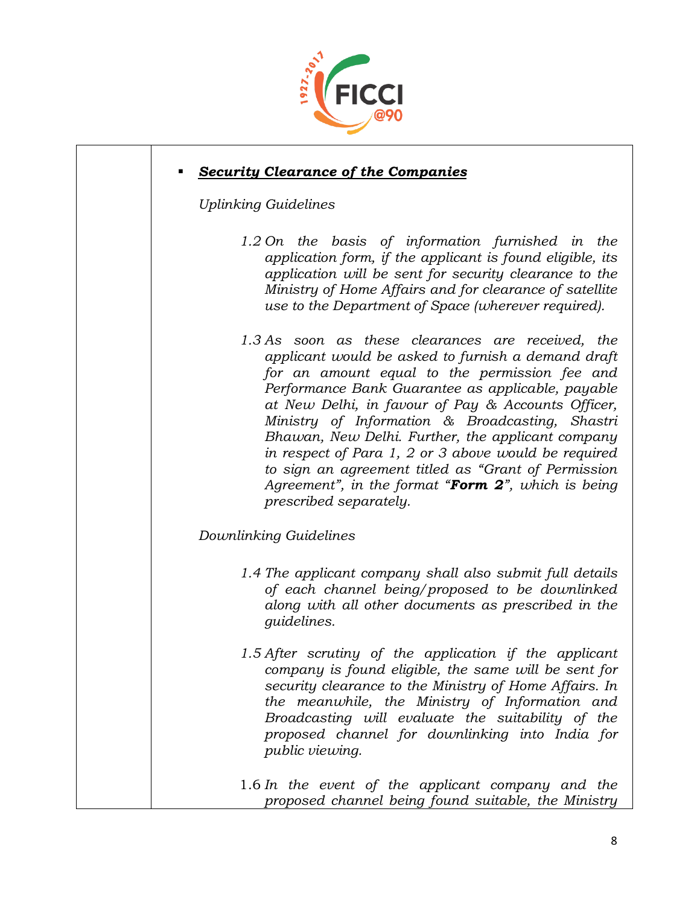- ***Security Clearance of the Companies***

*Uplinking Guidelines*

*1.2 On the basis of information furnished in the application form, if the applicant is found eligible, its application will be sent for security clearance to the Ministry of Home Affairs and for clearance of satellite use to the Department of Space (wherever required).*

*1.3 As soon as these clearances are received, the applicant would be asked to furnish a demand draft for an amount equal to the permission fee and Performance Bank Guarantee as applicable, payable at New Delhi, in favour of Pay & Accounts Officer, Ministry of Information & Broadcasting, Shastri Bhawan, New Delhi. Further, the applicant company in respect of Para 1, 2 or 3 above would be required to sign an agreement titled as "Grant of Permission Agreement", in the format "**Form 2**", which is being prescribed separately.*

*Downlinking Guidelines*

*1.4 The applicant company shall also submit full details of each channel being/proposed to be downlinked along with all other documents as prescribed in the guidelines.*

*1.5 After scrutiny of the application if the applicant company is found eligible, the same will be sent for security clearance to the Ministry of Home Affairs. In the meanwhile, the Ministry of Information and Broadcasting will evaluate the suitability of the proposed channel for downlinking into India for public viewing.*

1.6 *In the event of the applicant company and the proposed channel being found suitable, the Ministry*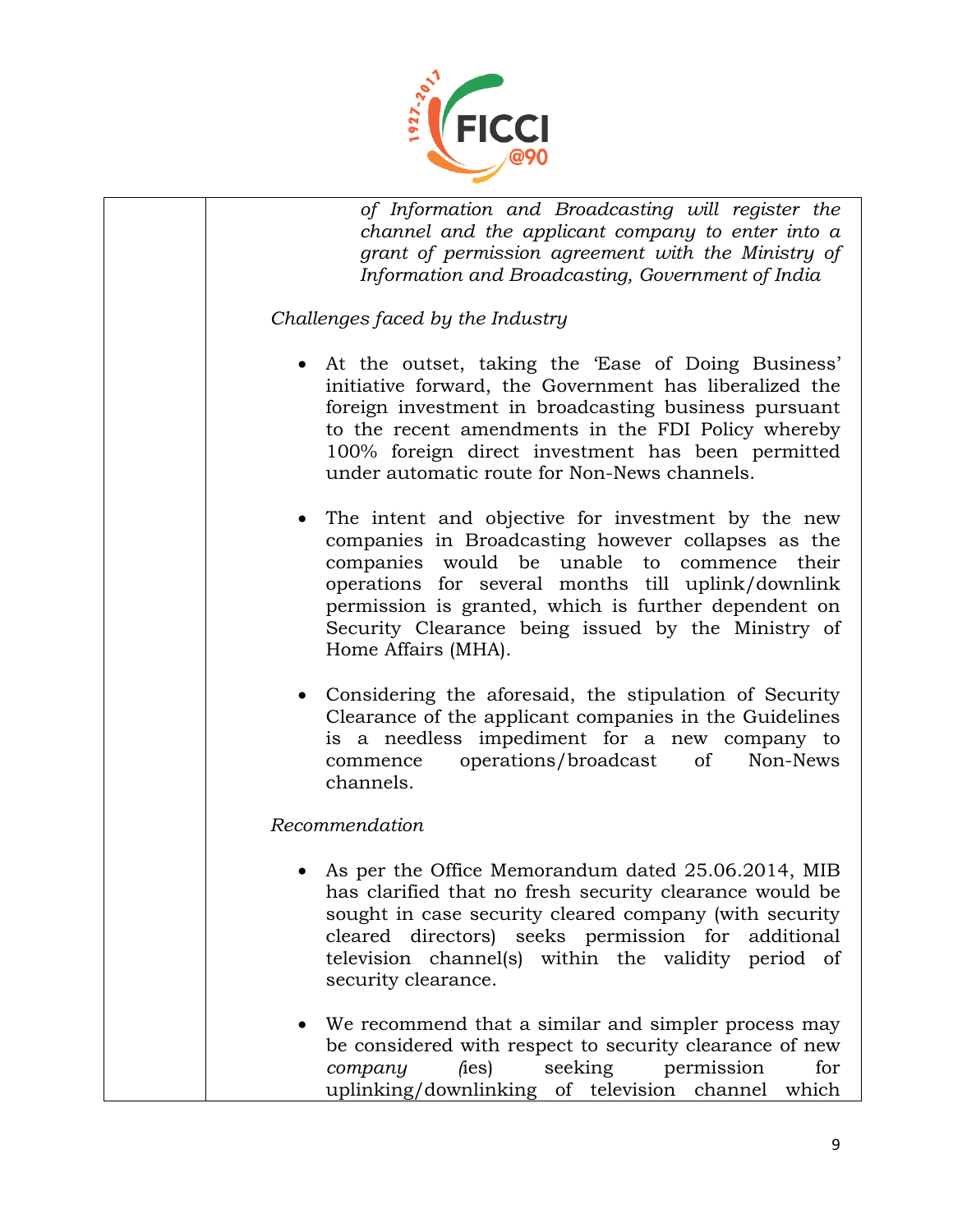| | |
|---|---|
| | *of Information and Broadcasting will register the channel and the applicant company to enter into a grant of permission agreement with the Ministry of Information and Broadcasting, Government of India*<br><br>*Challenges faced by the Industry*<br><br>• At the outset, taking the 'Ease of Doing Business' initiative forward, the Government has liberalized the foreign investment in broadcasting business pursuant to the recent amendments in the FDI Policy whereby 100% foreign direct investment has been permitted under automatic route for Non-News channels.<br><br>• The intent and objective for investment by the new companies in Broadcasting however collapses as the companies would be unable to commence their operations for several months till uplink/downlink permission is granted, which is further dependent on Security Clearance being issued by the Ministry of Home Affairs (MHA).<br><br>• Considering the aforesaid, the stipulation of Security Clearance of the applicant companies in the Guidelines is a needless impediment for a new company to commence operations/broadcast of Non-News channels.<br><br>*Recommendation*<br><br>• As per the Office Memorandum dated 25.06.2014, MIB has clarified that no fresh security clearance would be sought in case security cleared company (with security cleared directors) seeks permission for additional television channel(s) within the validity period of security clearance.<br><br>• We recommend that a similar and simpler process may be considered with respect to security clearance of new *company* (ies) seeking permission for uplinking/downlinking of television channel which |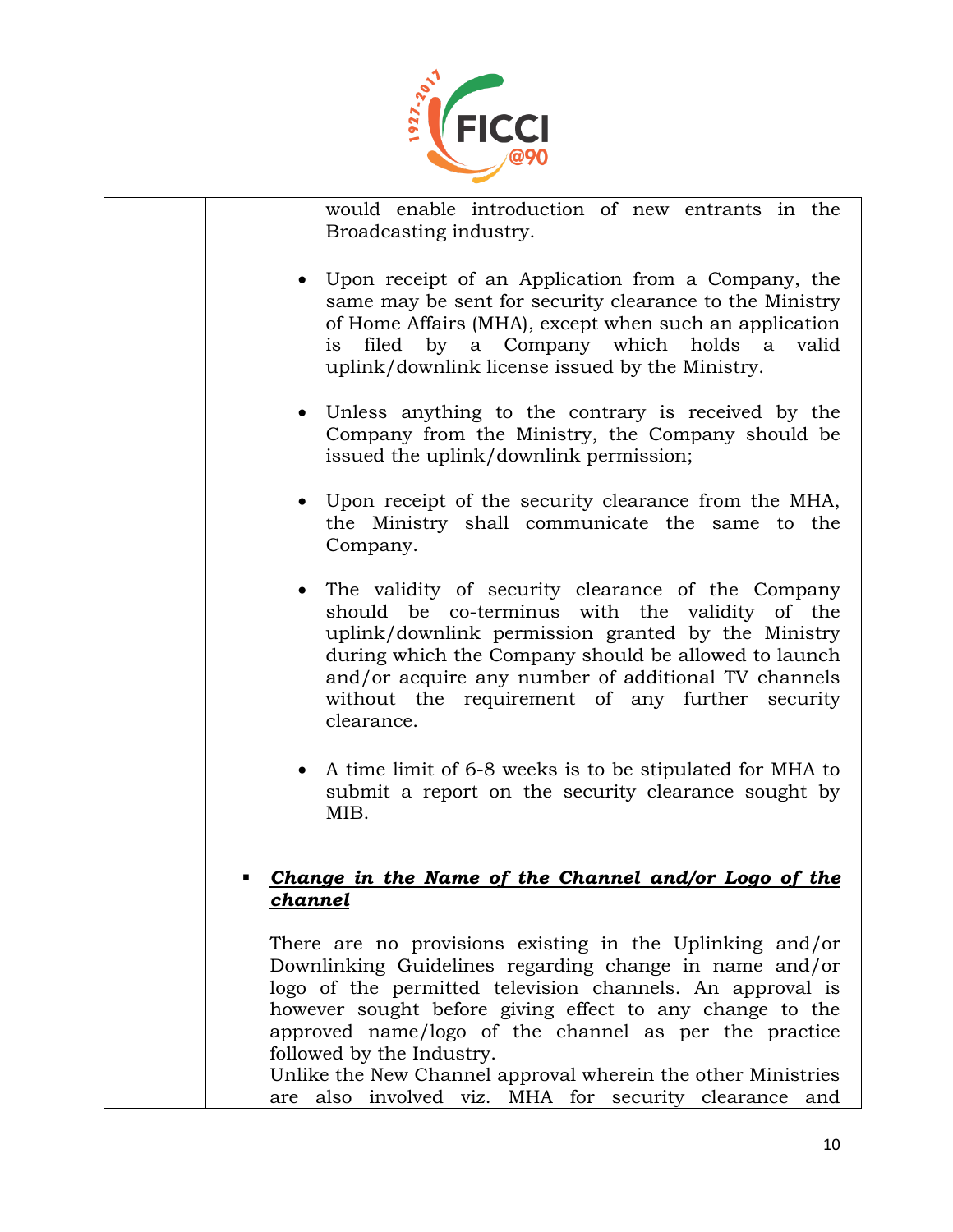would enable introduction of new entrants in the Broadcasting industry.

- Upon receipt of an Application from a Company, the same may be sent for security clearance to the Ministry of Home Affairs (MHA), except when such an application is filed by a Company which holds a valid uplink/downlink license issued by the Ministry.

- Unless anything to the contrary is received by the Company from the Ministry, the Company should be issued the uplink/downlink permission;

- Upon receipt of the security clearance from the MHA, the Ministry shall communicate the same to the Company.

- The validity of security clearance of the Company should be co-terminus with the validity of the uplink/downlink permission granted by the Ministry during which the Company should be allowed to launch and/or acquire any number of additional TV channels without the requirement of any further security clearance.

- A time limit of 6-8 weeks is to be stipulated for MHA to submit a report on the security clearance sought by MIB.

- ***Change in the Name of the Channel and/or Logo of the channel***

There are no provisions existing in the Uplinking and/or Downlinking Guidelines regarding change in name and/or logo of the permitted television channels. An approval is however sought before giving effect to any change to the approved name/logo of the channel as per the practice followed by the Industry.
Unlike the New Channel approval wherein the other Ministries are also involved viz. MHA for security clearance and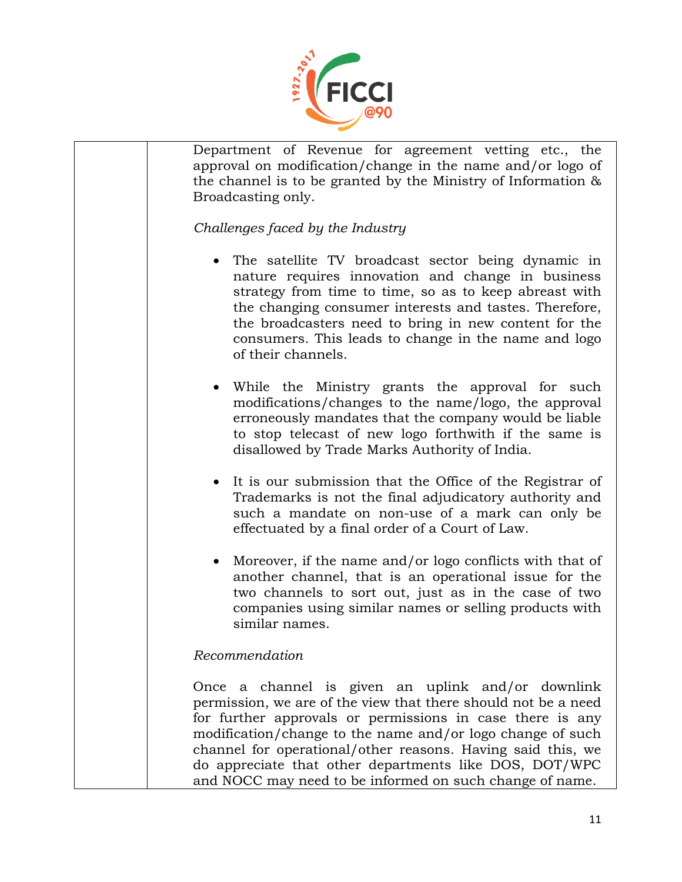| | |
|---|---|
| | Department of Revenue for agreement vetting etc., the approval on modification/change in the name and/or logo of the channel is to be granted by the Ministry of Information & Broadcasting only.<br><br>*Challenges faced by the Industry*<br><br>• The satellite TV broadcast sector being dynamic in nature requires innovation and change in business strategy from time to time, so as to keep abreast with the changing consumer interests and tastes. Therefore, the broadcasters need to bring in new content for the consumers. This leads to change in the name and logo of their channels.<br><br>• While the Ministry grants the approval for such modifications/changes to the name/logo, the approval erroneously mandates that the company would be liable to stop telecast of new logo forthwith if the same is disallowed by Trade Marks Authority of India.<br><br>• It is our submission that the Office of the Registrar of Trademarks is not the final adjudicatory authority and such a mandate on non-use of a mark can only be effectuated by a final order of a Court of Law.<br><br>• Moreover, if the name and/or logo conflicts with that of another channel, that is an operational issue for the two channels to sort out, just as in the case of two companies using similar names or selling products with similar names.<br><br>*Recommendation*<br><br>Once a channel is given an uplink and/or downlink permission, we are of the view that there should not be a need for further approvals or permissions in case there is any modification/change to the name and/or logo change of such channel for operational/other reasons. Having said this, we do appreciate that other departments like DOS, DOT/WPC and NOCC may need to be informed on such change of name. |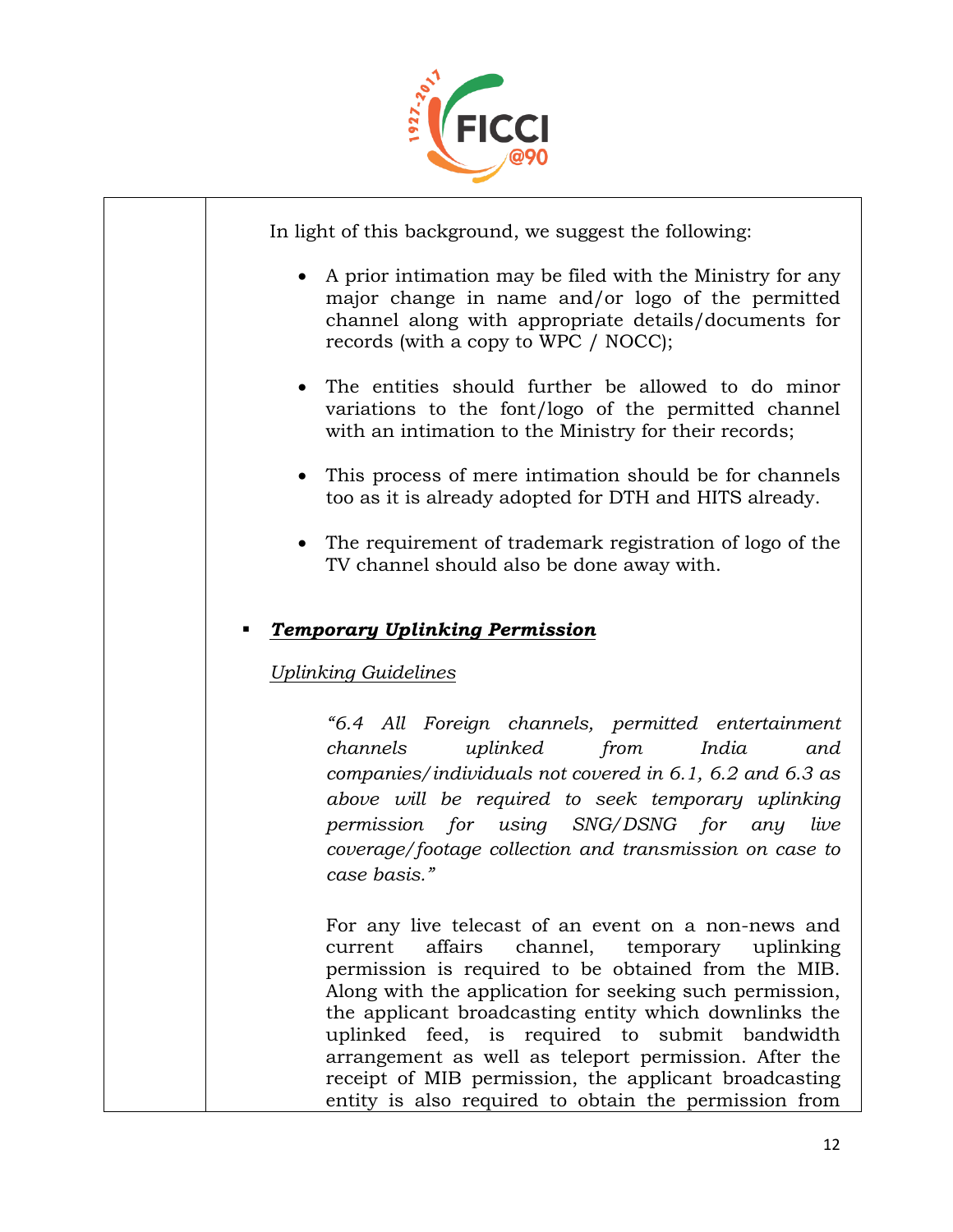In light of this background, we suggest the following:

- A prior intimation may be filed with the Ministry for any major change in name and/or logo of the permitted channel along with appropriate details/documents for records (with a copy to WPC / NOCC);
- The entities should further be allowed to do minor variations to the font/logo of the permitted channel with an intimation to the Ministry for their records;
- This process of mere intimation should be for channels too as it is already adopted for DTH and HITS already.
- The requirement of trademark registration of logo of the TV channel should also be done away with.

- ***Temporary Uplinking Permission***

Uplinking Guidelines

> *"6.4 All Foreign channels, permitted entertainment channels uplinked from India and companies/individuals not covered in 6.1, 6.2 and 6.3 as above will be required to seek temporary uplinking permission for using SNG/DSNG for any live coverage/footage collection and transmission on case to case basis."*

For any live telecast of an event on a non-news and current affairs channel, temporary uplinking permission is required to be obtained from the MIB. Along with the application for seeking such permission, the applicant broadcasting entity which downlinks the uplinked feed, is required to submit bandwidth arrangement as well as teleport permission. After the receipt of MIB permission, the applicant broadcasting entity is also required to obtain the permission from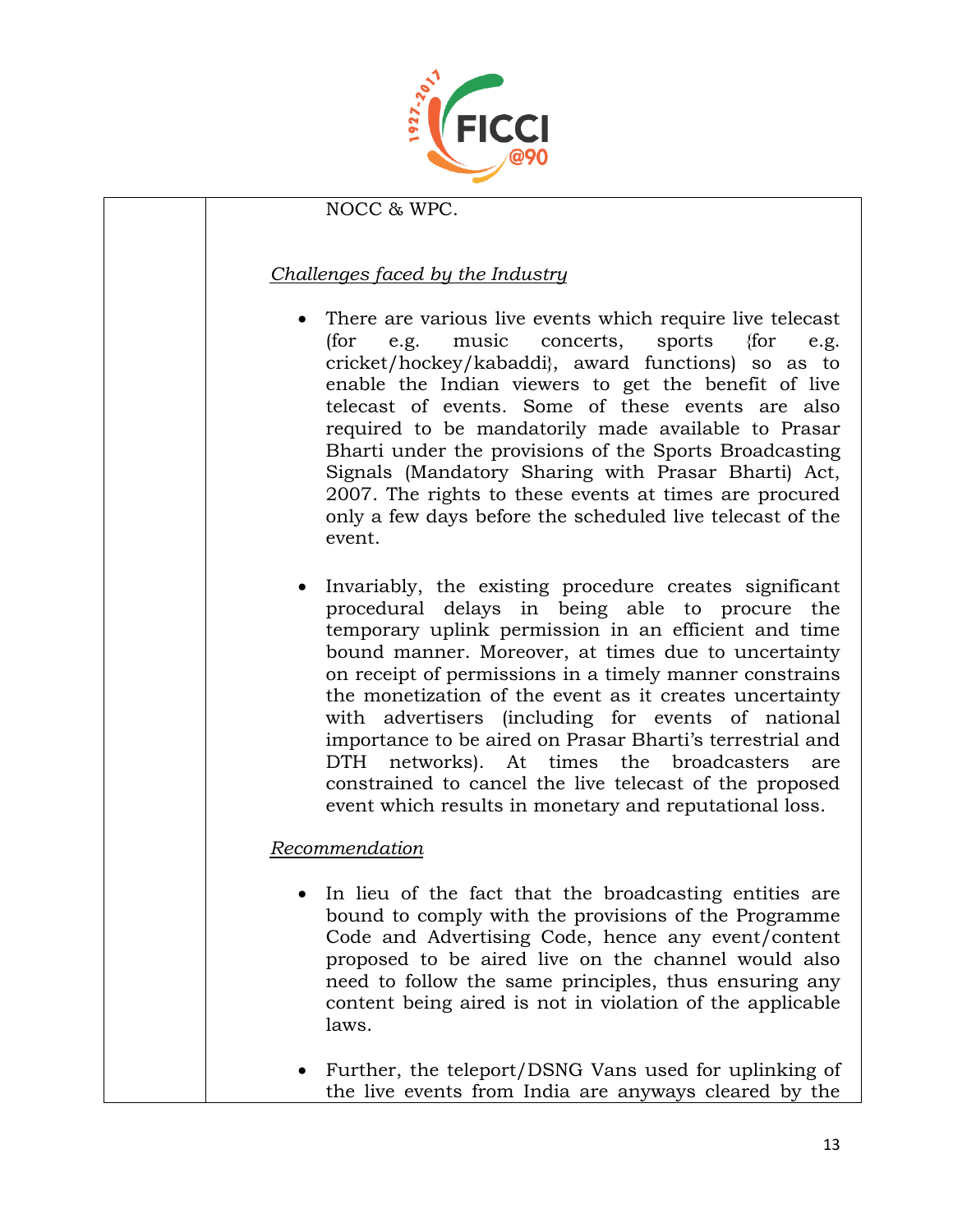| | NOCC & WPC.<br><br>*Challenges faced by the Industry*<br><br>• There are various live events which require live telecast (for e.g. music concerts, sports {for e.g. cricket/hockey/kabaddi}, award functions) so as to enable the Indian viewers to get the benefit of live telecast of events. Some of these events are also required to be mandatorily made available to Prasar Bharti under the provisions of the Sports Broadcasting Signals (Mandatory Sharing with Prasar Bharti) Act, 2007. The rights to these events at times are procured only a few days before the scheduled live telecast of the event.<br><br>• Invariably, the existing procedure creates significant procedural delays in being able to procure the temporary uplink permission in an efficient and time bound manner. Moreover, at times due to uncertainty on receipt of permissions in a timely manner constrains the monetization of the event as it creates uncertainty with advertisers (including for events of national importance to be aired on Prasar Bharti's terrestrial and DTH networks). At times the broadcasters are constrained to cancel the live telecast of the proposed event which results in monetary and reputational loss.<br><br>*Recommendation*<br><br>• In lieu of the fact that the broadcasting entities are bound to comply with the provisions of the Programme Code and Advertising Code, hence any event/content proposed to be aired live on the channel would also need to follow the same principles, thus ensuring any content being aired is not in violation of the applicable laws.<br><br>• Further, the teleport/DSNG Vans used for uplinking of the live events from India are anyways cleared by the |
|---|---|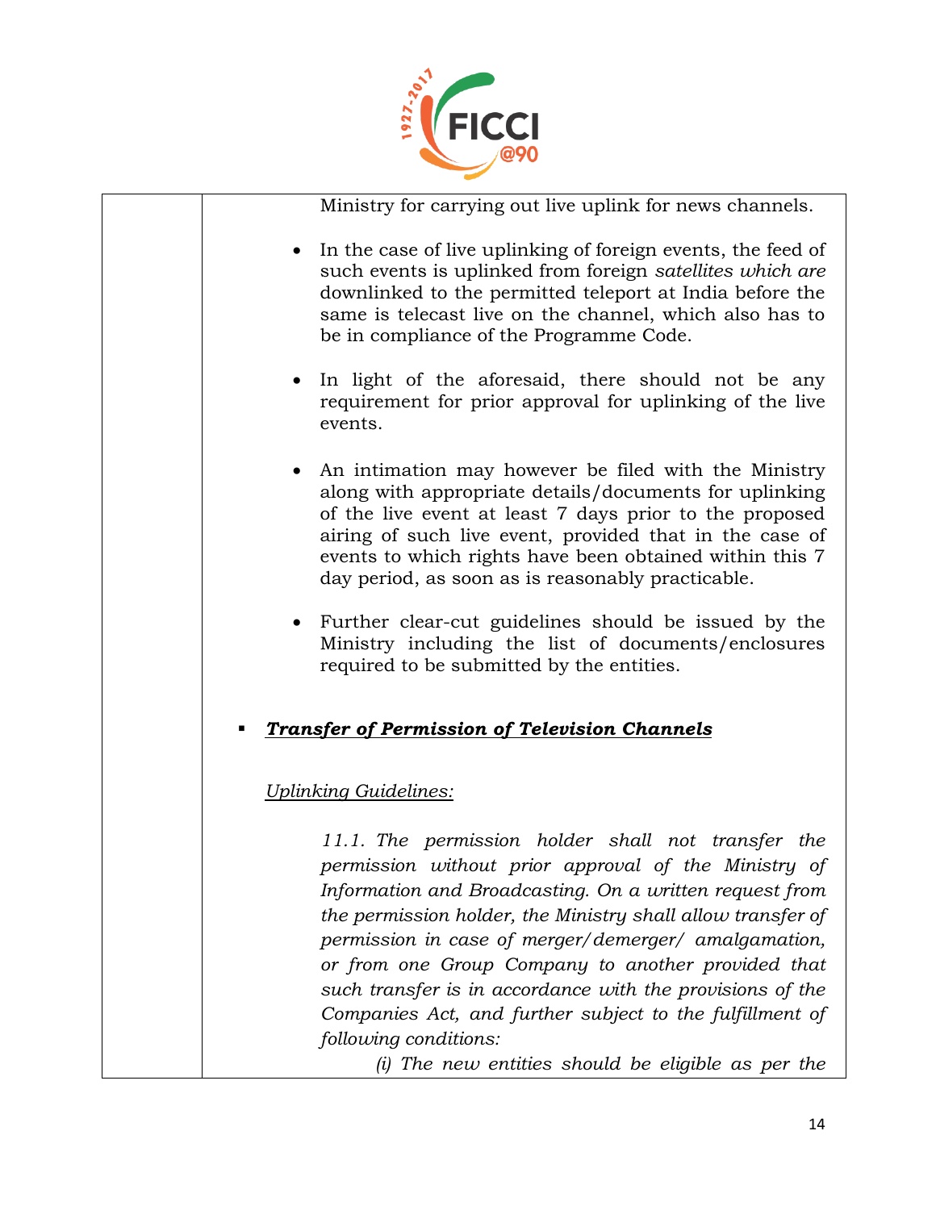Ministry for carrying out live uplink for news channels.

- In the case of live uplinking of foreign events, the feed of such events is uplinked from foreign *satellites which are* downlinked to the permitted teleport at India before the same is telecast live on the channel, which also has to be in compliance of the Programme Code.

- In light of the aforesaid, there should not be any requirement for prior approval for uplinking of the live events.

- An intimation may however be filed with the Ministry along with appropriate details/documents for uplinking of the live event at least 7 days prior to the proposed airing of such live event, provided that in the case of events to which rights have been obtained within this 7 day period, as soon as is reasonably practicable.

- Further clear-cut guidelines should be issued by the Ministry including the list of documents/enclosures required to be submitted by the entities.

- ***Transfer of Permission of Television Channels***

*Uplinking Guidelines:*

*11.1. The permission holder shall not transfer the permission without prior approval of the Ministry of Information and Broadcasting. On a written request from the permission holder, the Ministry shall allow transfer of permission in case of merger/demerger/ amalgamation, or from one Group Company to another provided that such transfer is in accordance with the provisions of the Companies Act, and further subject to the fulfillment of following conditions:*

*(i) The new entities should be eligible as per the*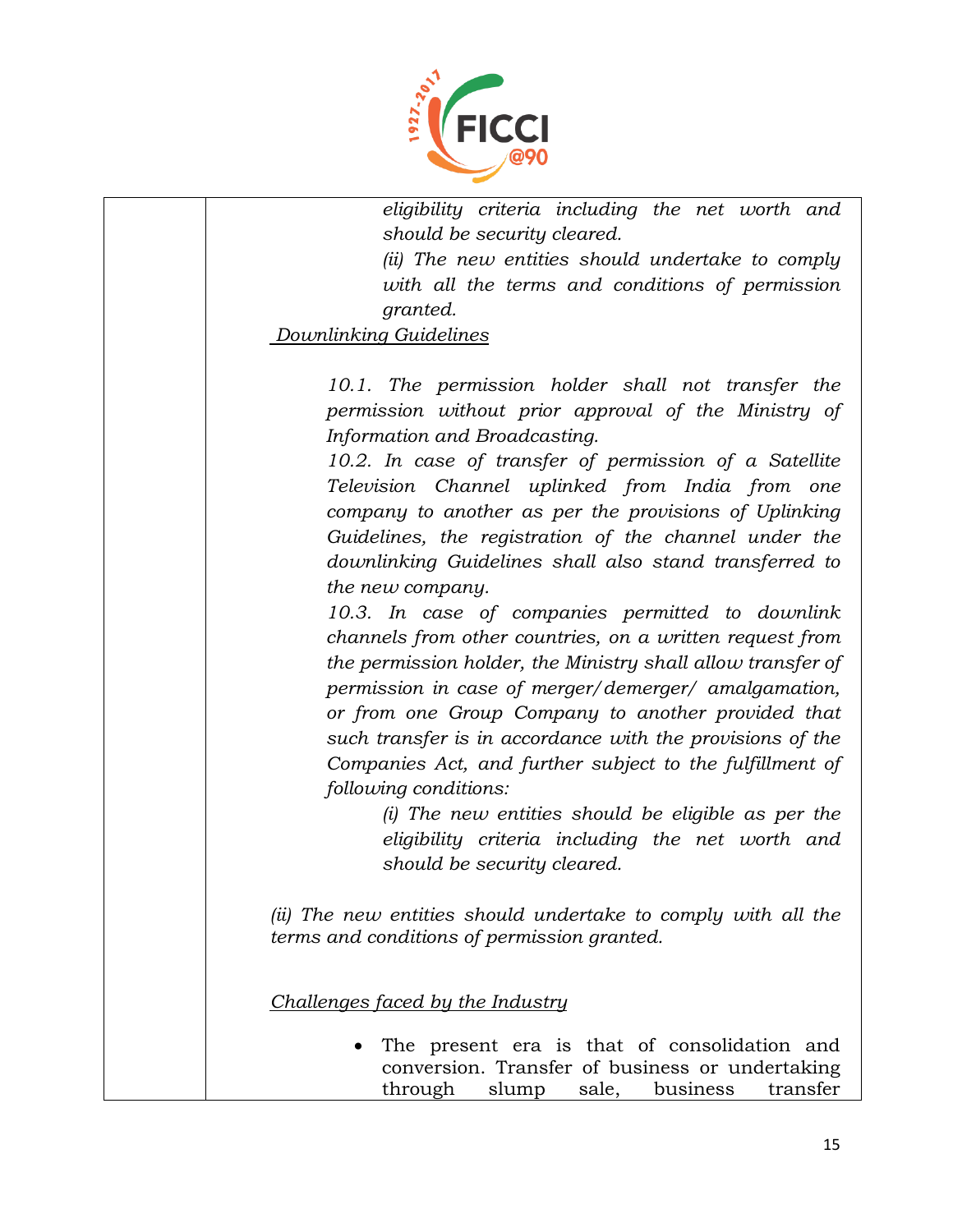*eligibility criteria including the net worth and should be security cleared.*

*(ii) The new entities should undertake to comply with all the terms and conditions of permission granted.*

<u>Downlinking Guidelines</u>

*10.1. The permission holder shall not transfer the permission without prior approval of the Ministry of Information and Broadcasting.*

*10.2. In case of transfer of permission of a Satellite Television Channel uplinked from India from one company to another as per the provisions of Uplinking Guidelines, the registration of the channel under the downlinking Guidelines shall also stand transferred to the new company.*

*10.3. In case of companies permitted to downlink channels from other countries, on a written request from the permission holder, the Ministry shall allow transfer of permission in case of merger/demerger/ amalgamation, or from one Group Company to another provided that such transfer is in accordance with the provisions of the Companies Act, and further subject to the fulfillment of following conditions:*

*(i) The new entities should be eligible as per the eligibility criteria including the net worth and should be security cleared.*

*(ii) The new entities should undertake to comply with all the terms and conditions of permission granted.*

<u>Challenges faced by the Industry</u>

- The present era is that of consolidation and conversion. Transfer of business or undertaking through slump sale, business transfer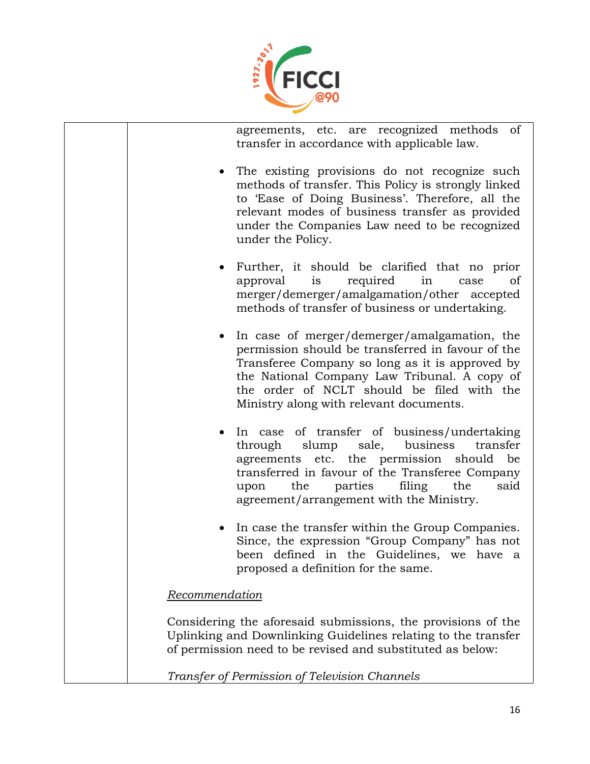| | |
|---|---|
| | agreements, etc. are recognized methods of transfer in accordance with applicable law.<br><br>• The existing provisions do not recognize such methods of transfer. This Policy is strongly linked to 'Ease of Doing Business'. Therefore, all the relevant modes of business transfer as provided under the Companies Law need to be recognized under the Policy.<br><br>• Further, it should be clarified that no prior approval is required in case of merger/demerger/amalgamation/other accepted methods of transfer of business or undertaking.<br><br>• In case of merger/demerger/amalgamation, the permission should be transferred in favour of the Transferee Company so long as it is approved by the National Company Law Tribunal. A copy of the order of NCLT should be filed with the Ministry along with relevant documents.<br><br>• In case of transfer of business/undertaking through slump sale, business transfer agreements etc. the permission should be transferred in favour of the Transferee Company upon the parties filing the said agreement/arrangement with the Ministry.<br><br>• In case the transfer within the Group Companies. Since, the expression "Group Company" has not been defined in the Guidelines, we have a proposed a definition for the same.<br><br>*Recommendation*<br><br>Considering the aforesaid submissions, the provisions of the Uplinking and Downlinking Guidelines relating to the transfer of permission need to be revised and substituted as below:<br><br>*Transfer of Permission of Television Channels* |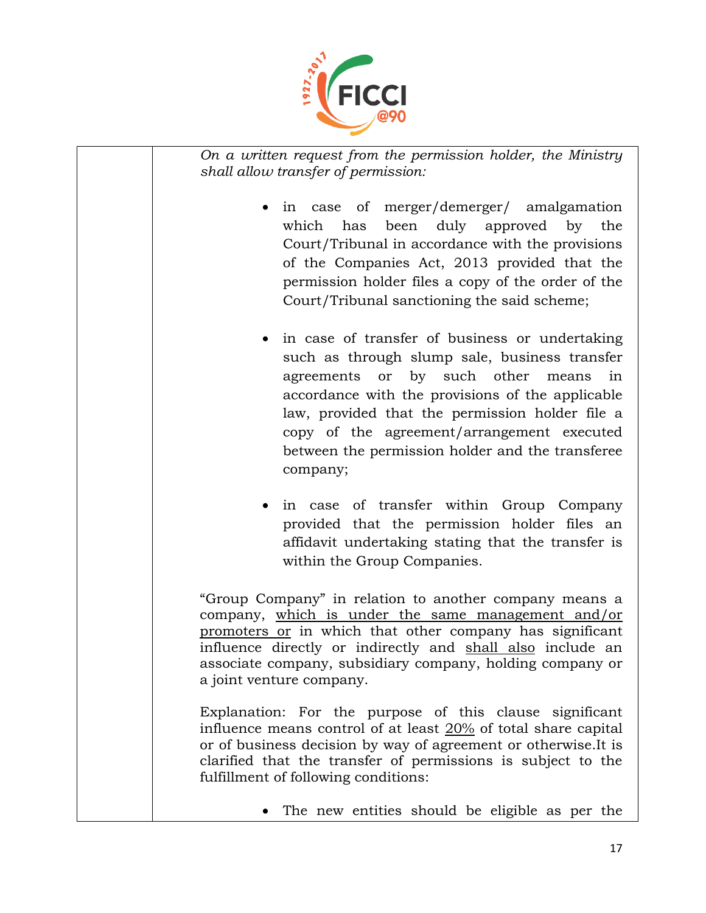| | |
|---|---|
| | *On a written request from the permission holder, the Ministry shall allow transfer of permission:*<br><br>• in case of merger/demerger/ amalgamation which has been duly approved by the Court/Tribunal in accordance with the provisions of the Companies Act, 2013 provided that the permission holder files a copy of the order of the Court/Tribunal sanctioning the said scheme;<br><br>• in case of transfer of business or undertaking such as through slump sale, business transfer agreements or by such other means in accordance with the provisions of the applicable law, provided that the permission holder file a copy of the agreement/arrangement executed between the permission holder and the transferee company;<br><br>• in case of transfer within Group Company provided that the permission holder files an affidavit undertaking stating that the transfer is within the Group Companies.<br><br>"Group Company" in relation to another company means a company, <u>which is under the same management and/or promoters or</u> in which that other company has significant influence directly or indirectly and <u>shall also</u> include an associate company, subsidiary company, holding company or a joint venture company.<br><br>Explanation: For the purpose of this clause significant influence means control of at least <u>20%</u> of total share capital or of business decision by way of agreement or otherwise.It is clarified that the transfer of permissions is subject to the fulfillment of following conditions:<br><br>• The new entities should be eligible as per the |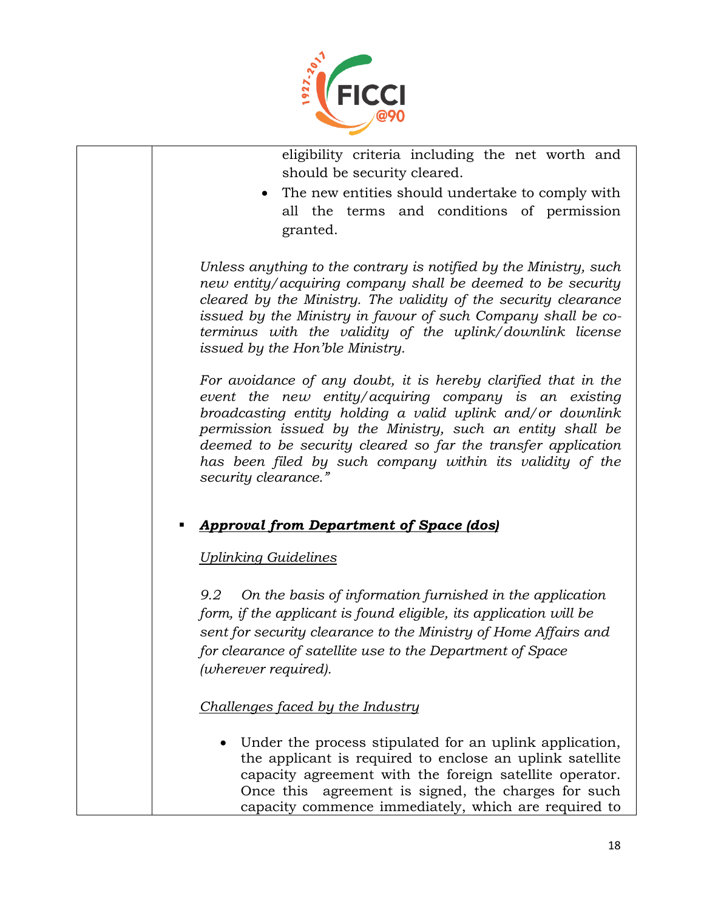- eligibility criteria including the net worth and should be security cleared.
- The new entities should undertake to comply with all the terms and conditions of permission granted.

*Unless anything to the contrary is notified by the Ministry, such new entity/acquiring company shall be deemed to be security cleared by the Ministry. The validity of the security clearance issued by the Ministry in favour of such Company shall be co-terminus with the validity of the uplink/downlink license issued by the Hon'ble Ministry.*

*For avoidance of any doubt, it is hereby clarified that in the event the new entity/acquiring company is an existing broadcasting entity holding a valid uplink and/or downlink permission issued by the Ministry, such an entity shall be deemed to be security cleared so far the transfer application has been filed by such company within its validity of the security clearance."*

- ***Approval from Department of Space (dos)***

*Uplinking Guidelines*

*9.2 On the basis of information furnished in the application form, if the applicant is found eligible, its application will be sent for security clearance to the Ministry of Home Affairs and for clearance of satellite use to the Department of Space (wherever required).*

*Challenges faced by the Industry*

- Under the process stipulated for an uplink application, the applicant is required to enclose an uplink satellite capacity agreement with the foreign satellite operator. Once this agreement is signed, the charges for such capacity commence immediately, which are required to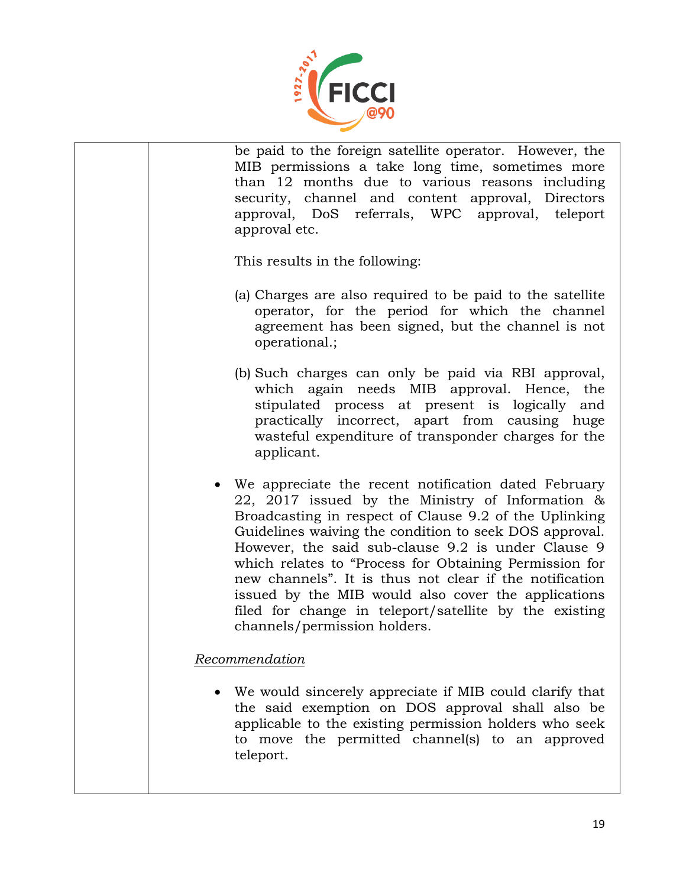be paid to the foreign satellite operator. However, the MIB permissions a take long time, sometimes more than 12 months due to various reasons including security, channel and content approval, Directors approval, DoS referrals, WPC approval, teleport approval etc.

This results in the following:

(a) Charges are also required to be paid to the satellite operator, for the period for which the channel agreement has been signed, but the channel is not operational.;

(b) Such charges can only be paid via RBI approval, which again needs MIB approval. Hence, the stipulated process at present is logically and practically incorrect, apart from causing huge wasteful expenditure of transponder charges for the applicant.

- We appreciate the recent notification dated February 22, 2017 issued by the Ministry of Information & Broadcasting in respect of Clause 9.2 of the Uplinking Guidelines waiving the condition to seek DOS approval. However, the said sub-clause 9.2 is under Clause 9 which relates to "Process for Obtaining Permission for new channels". It is thus not clear if the notification issued by the MIB would also cover the applications filed for change in teleport/satellite by the existing channels/permission holders.

*Recommendation*

- We would sincerely appreciate if MIB could clarify that the said exemption on DOS approval shall also be applicable to the existing permission holders who seek to move the permitted channel(s) to an approved teleport.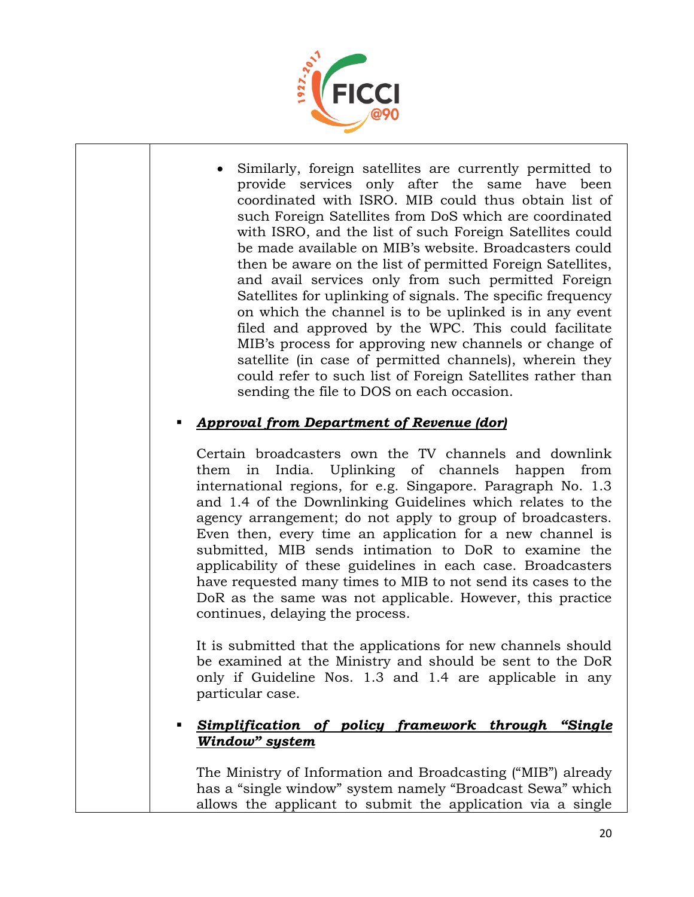- Similarly, foreign satellites are currently permitted to provide services only after the same have been coordinated with ISRO. MIB could thus obtain list of such Foreign Satellites from DoS which are coordinated with ISRO, and the list of such Foreign Satellites could be made available on MIB's website. Broadcasters could then be aware on the list of permitted Foreign Satellites, and avail services only from such permitted Foreign Satellites for uplinking of signals. The specific frequency on which the channel is to be uplinked is in any event filed and approved by the WPC. This could facilitate MIB's process for approving new channels or change of satellite (in case of permitted channels), wherein they could refer to such list of Foreign Satellites rather than sending the file to DOS on each occasion.

- ***Approval from Department of Revenue (dor)***

  Certain broadcasters own the TV channels and downlink them in India. Uplinking of channels happen from international regions, for e.g. Singapore. Paragraph No. 1.3 and 1.4 of the Downlinking Guidelines which relates to the agency arrangement; do not apply to group of broadcasters. Even then, every time an application for a new channel is submitted, MIB sends intimation to DoR to examine the applicability of these guidelines in each case. Broadcasters have requested many times to MIB to not send its cases to the DoR as the same was not applicable. However, this practice continues, delaying the process.

  It is submitted that the applications for new channels should be examined at the Ministry and should be sent to the DoR only if Guideline Nos. 1.3 and 1.4 are applicable in any particular case.

- ***Simplification of policy framework through "Single Window" system***

  The Ministry of Information and Broadcasting ("MIB") already has a "single window" system namely "Broadcast Sewa" which allows the applicant to submit the application via a single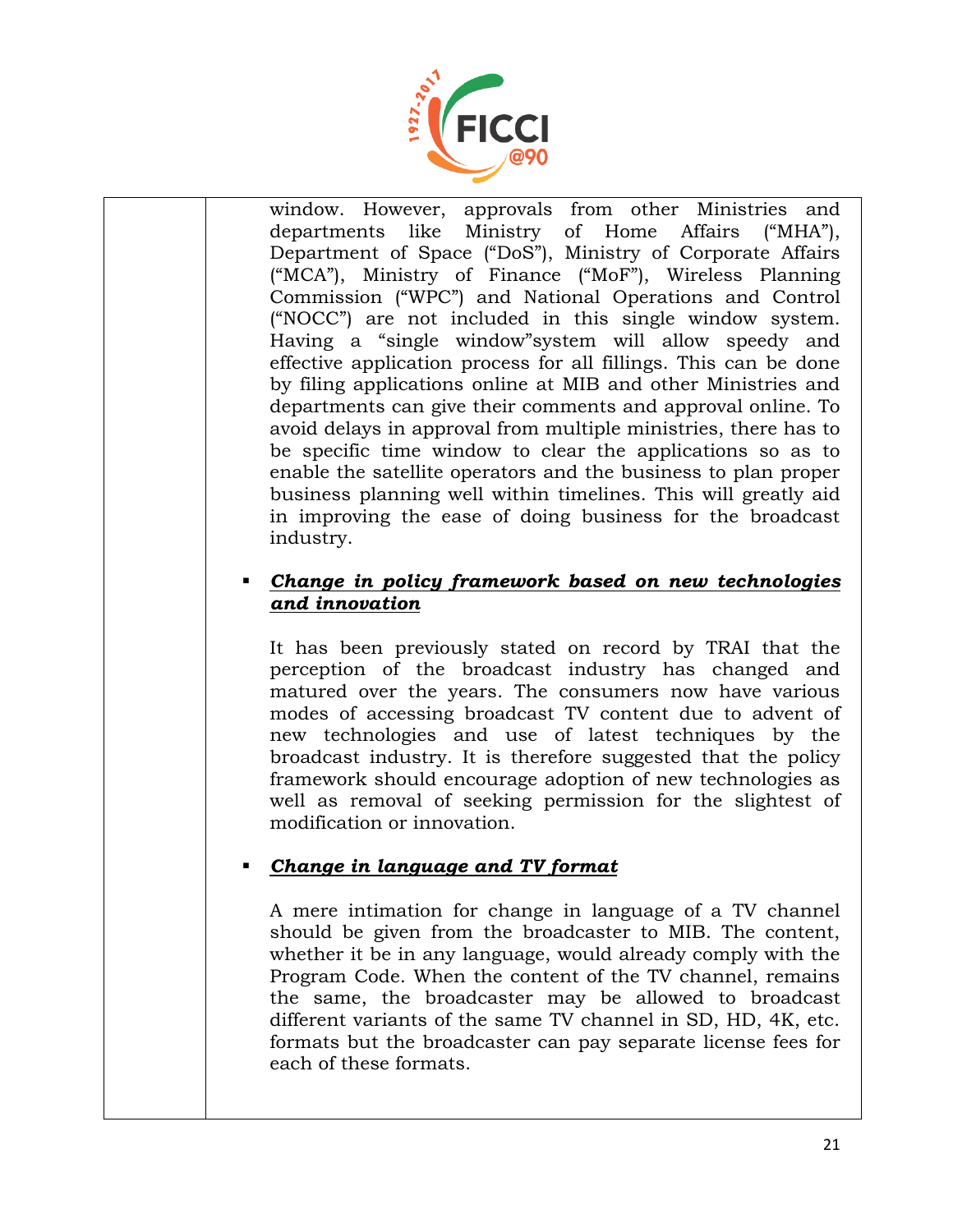window. However, approvals from other Ministries and departments like Ministry of Home Affairs ("MHA"), Department of Space ("DoS"), Ministry of Corporate Affairs ("MCA"), Ministry of Finance ("MoF"), Wireless Planning Commission ("WPC") and National Operations and Control ("NOCC") are not included in this single window system. Having a "single window"system will allow speedy and effective application process for all fillings. This can be done by filing applications online at MIB and other Ministries and departments can give their comments and approval online. To avoid delays in approval from multiple ministries, there has to be specific time window to clear the applications so as to enable the satellite operators and the business to plan proper business planning well within timelines. This will greatly aid in improving the ease of doing business for the broadcast industry.

- ***Change in policy framework based on new technologies and innovation***

  It has been previously stated on record by TRAI that the perception of the broadcast industry has changed and matured over the years. The consumers now have various modes of accessing broadcast TV content due to advent of new technologies and use of latest techniques by the broadcast industry. It is therefore suggested that the policy framework should encourage adoption of new technologies as well as removal of seeking permission for the slightest of modification or innovation.

- ***Change in language and TV format***

  A mere intimation for change in language of a TV channel should be given from the broadcaster to MIB. The content, whether it be in any language, would already comply with the Program Code. When the content of the TV channel, remains the same, the broadcaster may be allowed to broadcast different variants of the same TV channel in SD, HD, 4K, etc. formats but the broadcaster can pay separate license fees for each of these formats.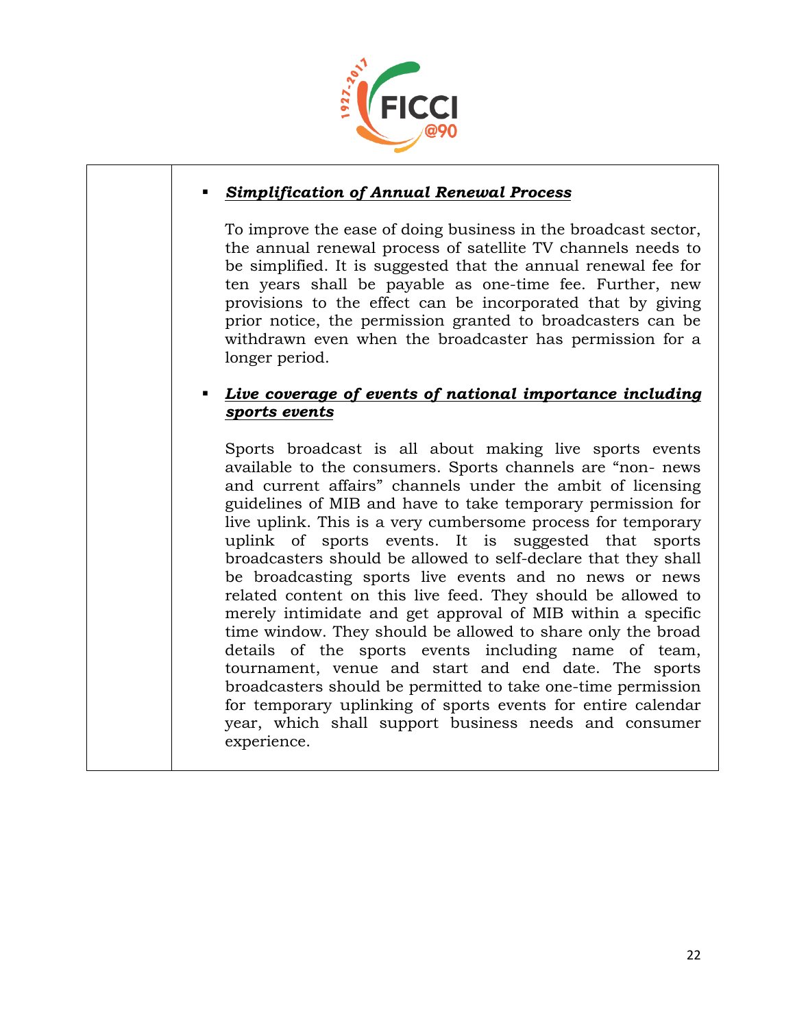- ***Simplification of Annual Renewal Process***

  To improve the ease of doing business in the broadcast sector, the annual renewal process of satellite TV channels needs to be simplified. It is suggested that the annual renewal fee for ten years shall be payable as one-time fee. Further, new provisions to the effect can be incorporated that by giving prior notice, the permission granted to broadcasters can be withdrawn even when the broadcaster has permission for a longer period.

- ***Live coverage of events of national importance including sports events***

  Sports broadcast is all about making live sports events available to the consumers. Sports channels are "non- news and current affairs" channels under the ambit of licensing guidelines of MIB and have to take temporary permission for live uplink. This is a very cumbersome process for temporary uplink of sports events. It is suggested that sports broadcasters should be allowed to self-declare that they shall be broadcasting sports live events and no news or news related content on this live feed. They should be allowed to merely intimidate and get approval of MIB within a specific time window. They should be allowed to share only the broad details of the sports events including name of team, tournament, venue and start and end date. The sports broadcasters should be permitted to take one-time permission for temporary uplinking of sports events for entire calendar year, which shall support business needs and consumer experience.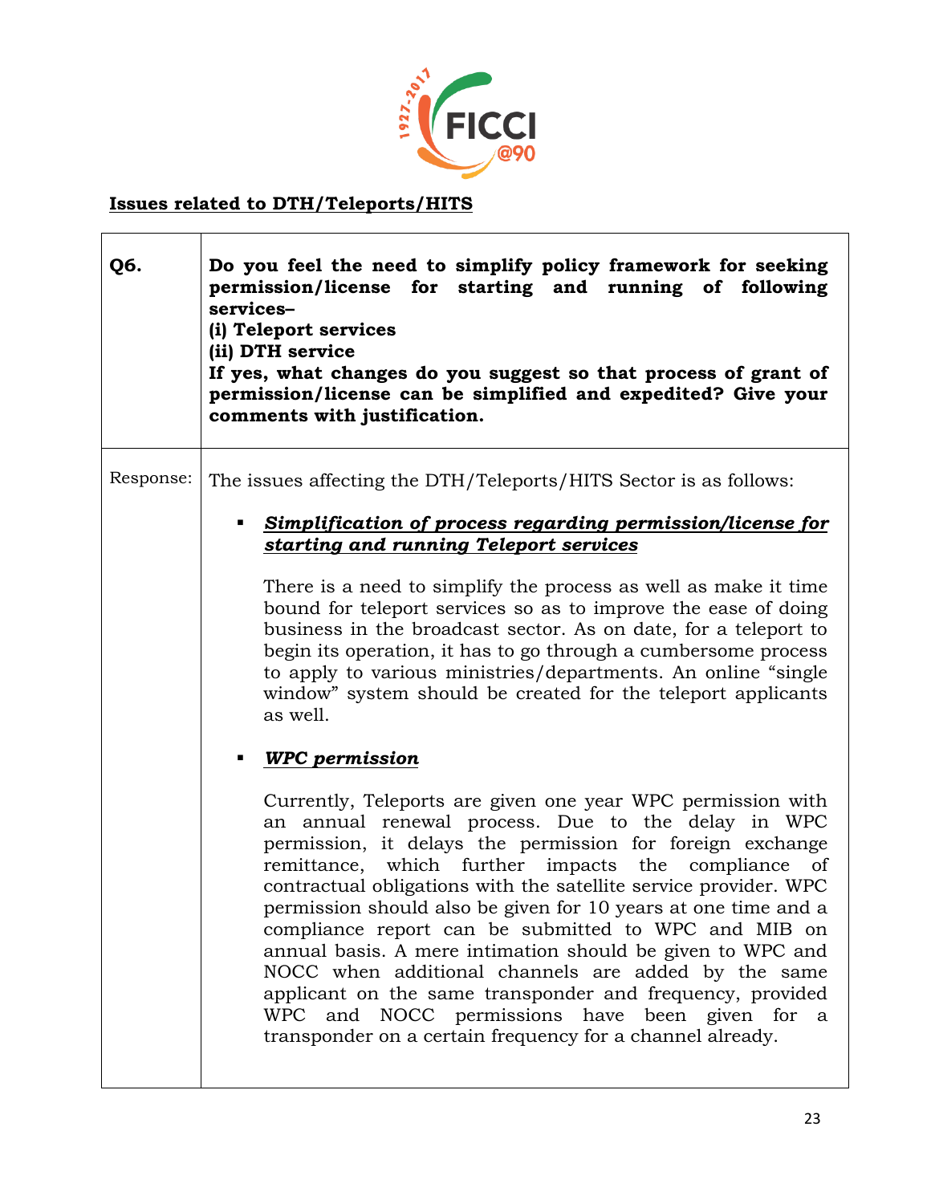## Issues related to DTH/Teleports/HITS

| | |
|---|---|
| **Q6.** | **Do you feel the need to simplify policy framework for seeking permission/license for starting and running of following services–**<br>**(i) Teleport services**<br>**(ii) DTH service**<br>**If yes, what changes do you suggest so that process of grant of permission/license can be simplified and expedited? Give your comments with justification.** |
| Response: | The issues affecting the DTH/Teleports/HITS Sector is as follows:<br><br>▪ ***Simplification of process regarding permission/license for starting and running Teleport services***<br><br>There is a need to simplify the process as well as make it time bound for teleport services so as to improve the ease of doing business in the broadcast sector. As on date, for a teleport to begin its operation, it has to go through a cumbersome process to apply to various ministries/departments. An online "single window" system should be created for the teleport applicants as well.<br><br>▪ ***WPC permission***<br><br>Currently, Teleports are given one year WPC permission with an annual renewal process. Due to the delay in WPC permission, it delays the permission for foreign exchange remittance, which further impacts the compliance of contractual obligations with the satellite service provider. WPC permission should also be given for 10 years at one time and a compliance report can be submitted to WPC and MIB on annual basis. A mere intimation should be given to WPC and NOCC when additional channels are added by the same applicant on the same transponder and frequency, provided WPC and NOCC permissions have been given for a transponder on a certain frequency for a channel already. |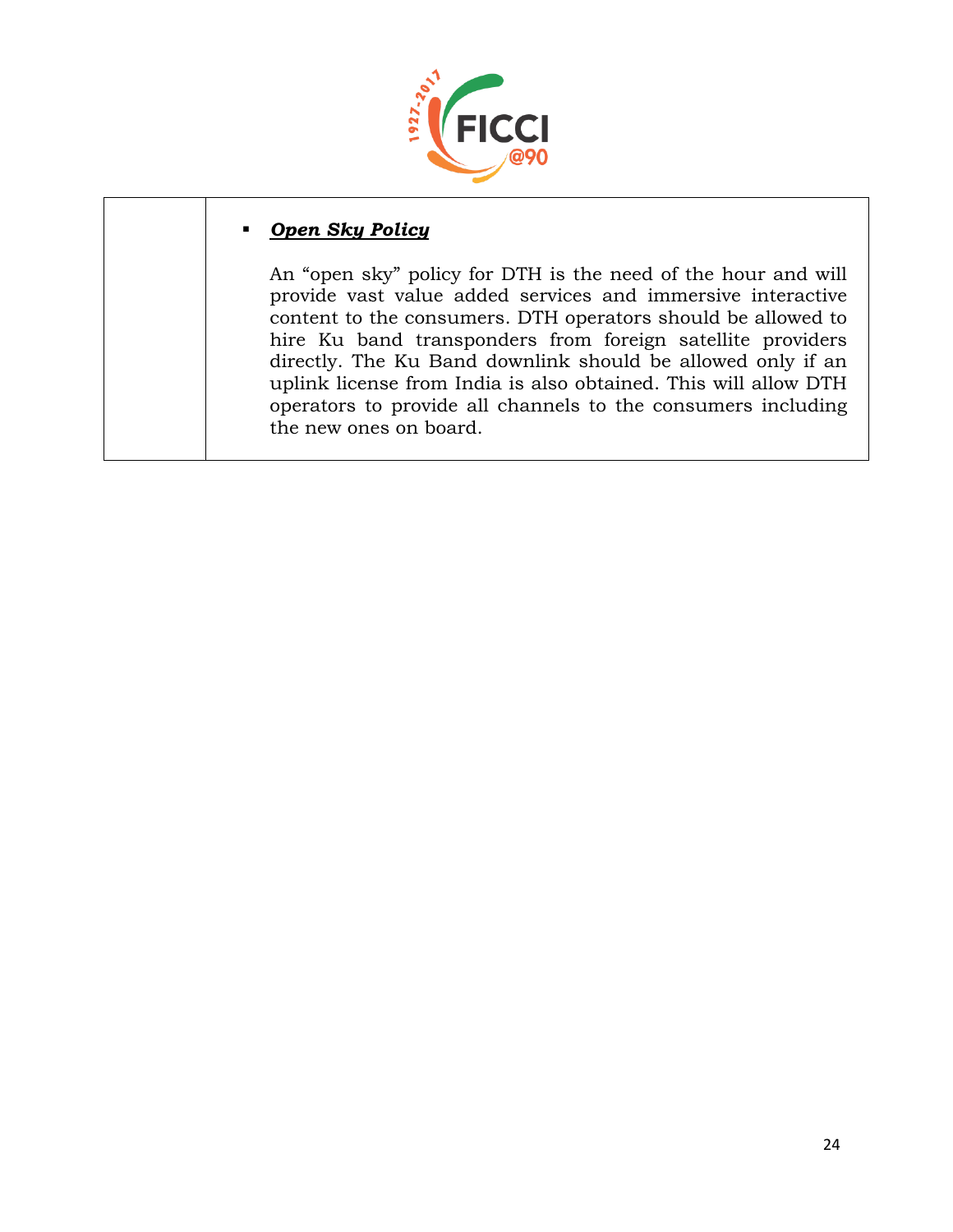| | - ***Open Sky Policy***<br><br>An "open sky" policy for DTH is the need of the hour and will provide vast value added services and immersive interactive content to the consumers. DTH operators should be allowed to hire Ku band transponders from foreign satellite providers directly. The Ku Band downlink should be allowed only if an uplink license from India is also obtained. This will allow DTH operators to provide all channels to the consumers including the new ones on board. |
|---|---|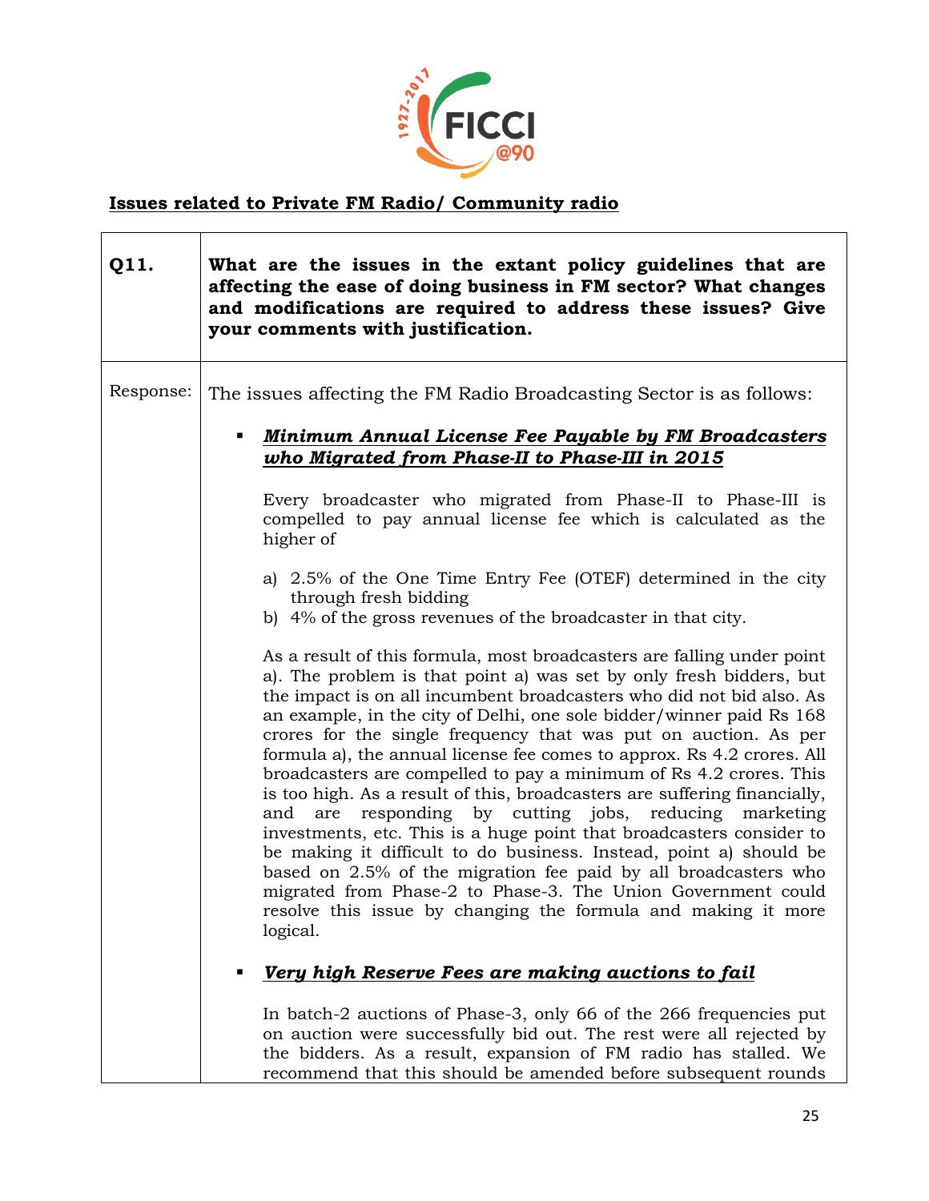## Issues related to Private FM Radio/ Community radio

| | |
|---|---|
| **Q11.** | **What are the issues in the extant policy guidelines that are affecting the ease of doing business in FM sector? What changes and modifications are required to address these issues? Give your comments with justification.** |
| Response: | The issues affecting the FM Radio Broadcasting Sector is as follows:<br><br>▪ ***Minimum Annual License Fee Payable by FM Broadcasters who Migrated from Phase-II to Phase-III in 2015***<br><br>Every broadcaster who migrated from Phase-II to Phase-III is compelled to pay annual license fee which is calculated as the higher of<br><br>a) 2.5% of the One Time Entry Fee (OTEF) determined in the city through fresh bidding<br>b) 4% of the gross revenues of the broadcaster in that city.<br><br>As a result of this formula, most broadcasters are falling under point a). The problem is that point a) was set by only fresh bidders, but the impact is on all incumbent broadcasters who did not bid also. As an example, in the city of Delhi, one sole bidder/winner paid Rs 168 crores for the single frequency that was put on auction. As per formula a), the annual license fee comes to approx. Rs 4.2 crores. All broadcasters are compelled to pay a minimum of Rs 4.2 crores. This is too high. As a result of this, broadcasters are suffering financially, and are responding by cutting jobs, reducing marketing investments, etc. This is a huge point that broadcasters consider to be making it difficult to do business. Instead, point a) should be based on 2.5% of the migration fee paid by all broadcasters who migrated from Phase-2 to Phase-3. The Union Government could resolve this issue by changing the formula and making it more logical.<br><br>▪ ***Very high Reserve Fees are making auctions to fail***<br><br>In batch-2 auctions of Phase-3, only 66 of the 266 frequencies put on auction were successfully bid out. The rest were all rejected by the bidders. As a result, expansion of FM radio has stalled. We recommend that this should be amended before subsequent rounds |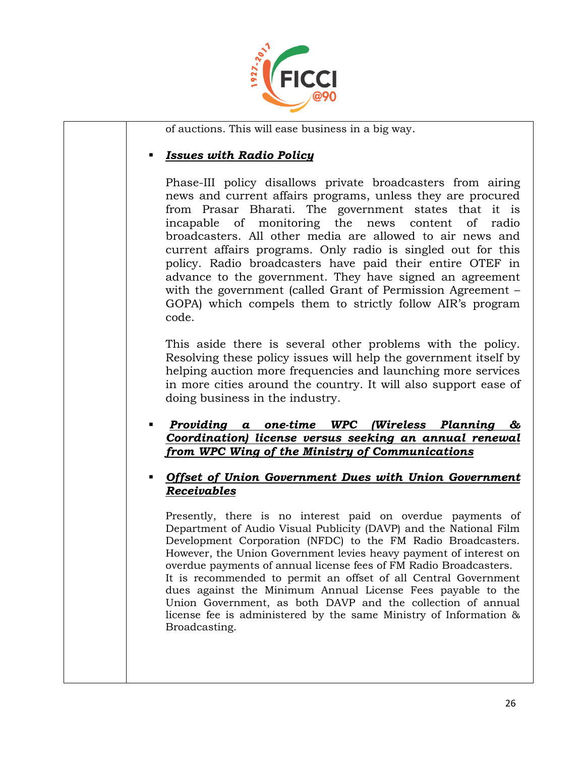of auctions. This will ease business in a big way.

- ***Issues with Radio Policy***

  Phase-III policy disallows private broadcasters from airing news and current affairs programs, unless they are procured from Prasar Bharati. The government states that it is incapable of monitoring the news content of radio broadcasters. All other media are allowed to air news and current affairs programs. Only radio is singled out for this policy. Radio broadcasters have paid their entire OTEF in advance to the government. They have signed an agreement with the government (called Grant of Permission Agreement – GOPA) which compels them to strictly follow AIR's program code.

  This aside there is several other problems with the policy. Resolving these policy issues will help the government itself by helping auction more frequencies and launching more services in more cities around the country. It will also support ease of doing business in the industry.

- ***Providing a one-time WPC (Wireless Planning & Coordination) license versus seeking an annual renewal from WPC Wing of the Ministry of Communications***

- ***Offset of Union Government Dues with Union Government Receivables***

  Presently, there is no interest paid on overdue payments of Department of Audio Visual Publicity (DAVP) and the National Film Development Corporation (NFDC) to the FM Radio Broadcasters. However, the Union Government levies heavy payment of interest on overdue payments of annual license fees of FM Radio Broadcasters. It is recommended to permit an offset of all Central Government dues against the Minimum Annual License Fees payable to the Union Government, as both DAVP and the collection of annual license fee is administered by the same Ministry of Information & Broadcasting.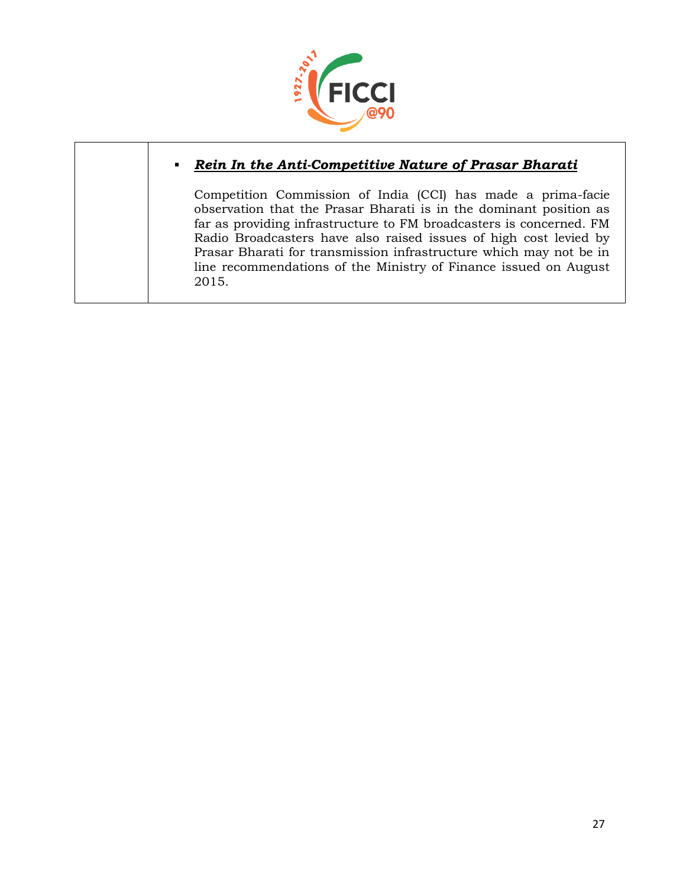| | ▪ ***Rein In the Anti-Competitive Nature of Prasar Bharati***<br><br>Competition Commission of India (CCI) has made a prima-facie observation that the Prasar Bharati is in the dominant position as far as providing infrastructure to FM broadcasters is concerned. FM Radio Broadcasters have also raised issues of high cost levied by Prasar Bharati for transmission infrastructure which may not be in line recommendations of the Ministry of Finance issued on August 2015. |
|---|---|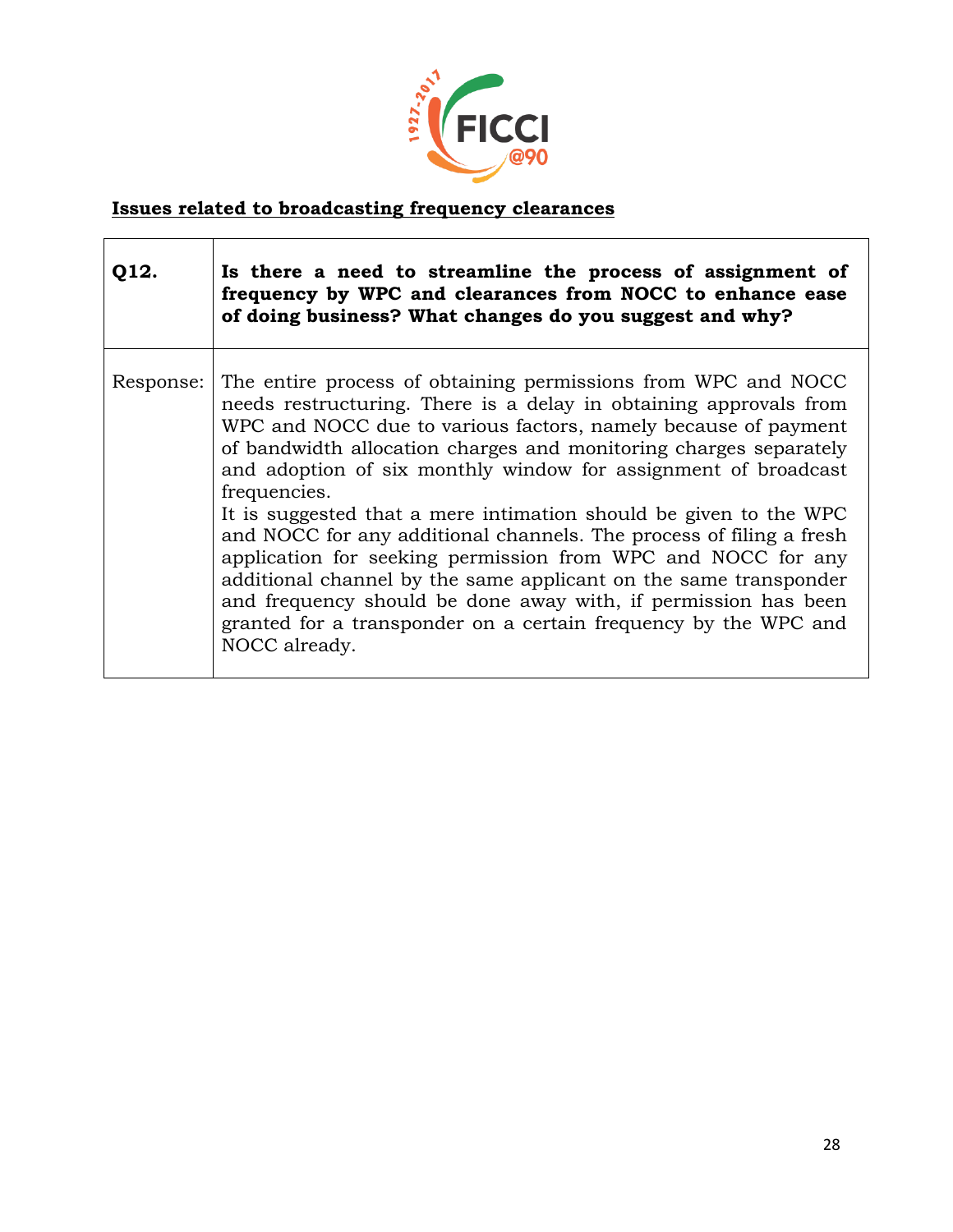**Issues related to broadcasting frequency clearances**

| | |
|---|---|
| **Q12.** | **Is there a need to streamline the process of assignment of frequency by WPC and clearances from NOCC to enhance ease of doing business? What changes do you suggest and why?** |
| Response: | The entire process of obtaining permissions from WPC and NOCC needs restructuring. There is a delay in obtaining approvals from WPC and NOCC due to various factors, namely because of payment of bandwidth allocation charges and monitoring charges separately and adoption of six monthly window for assignment of broadcast frequencies.<br>It is suggested that a mere intimation should be given to the WPC and NOCC for any additional channels. The process of filing a fresh application for seeking permission from WPC and NOCC for any additional channel by the same applicant on the same transponder and frequency should be done away with, if permission has been granted for a transponder on a certain frequency by the WPC and NOCC already. |